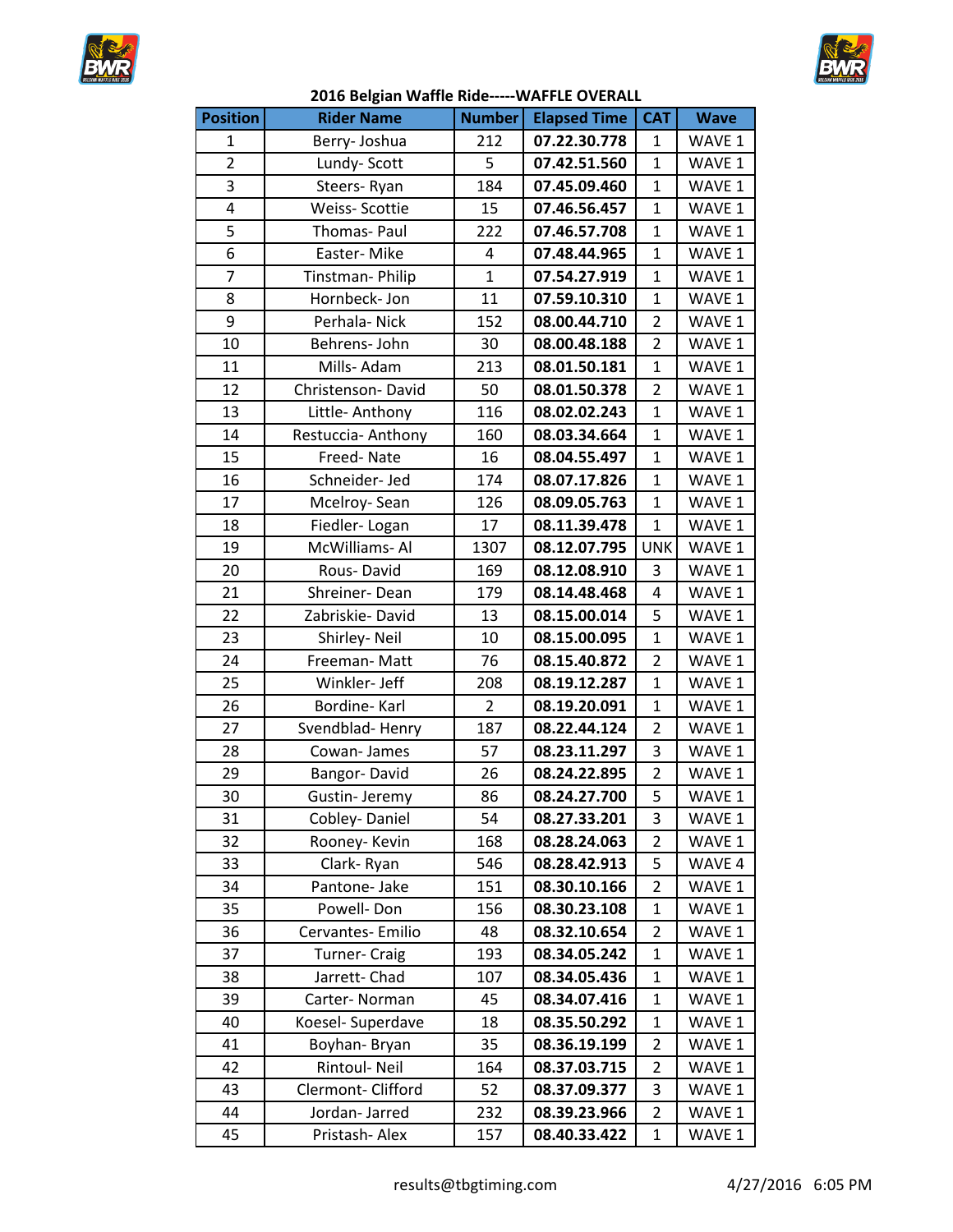## 2016 Belgian Waffle Ride-----WAFFLE OVERALL

| Position | Rider Name | Number | Elapsed Time | CAT | Wave |
|---|---|---|---|---|---|
| 1 | Berry- Joshua | 212 | **07.22.30.778** | 1 | WAVE 1 |
| 2 | Lundy- Scott | 5 | **07.42.51.560** | 1 | WAVE 1 |
| 3 | Steers- Ryan | 184 | **07.45.09.460** | 1 | WAVE 1 |
| 4 | Weiss- Scottie | 15 | **07.46.56.457** | 1 | WAVE 1 |
| 5 | Thomas- Paul | 222 | **07.46.57.708** | 1 | WAVE 1 |
| 6 | Easter- Mike | 4 | **07.48.44.965** | 1 | WAVE 1 |
| 7 | Tinstman- Philip | 1 | **07.54.27.919** | 1 | WAVE 1 |
| 8 | Hornbeck- Jon | 11 | **07.59.10.310** | 1 | WAVE 1 |
| 9 | Perhala- Nick | 152 | **08.00.44.710** | 2 | WAVE 1 |
| 10 | Behrens- John | 30 | **08.00.48.188** | 2 | WAVE 1 |
| 11 | Mills- Adam | 213 | **08.01.50.181** | 1 | WAVE 1 |
| 12 | Christenson- David | 50 | **08.01.50.378** | 2 | WAVE 1 |
| 13 | Little- Anthony | 116 | **08.02.02.243** | 1 | WAVE 1 |
| 14 | Restuccia- Anthony | 160 | **08.03.34.664** | 1 | WAVE 1 |
| 15 | Freed- Nate | 16 | **08.04.55.497** | 1 | WAVE 1 |
| 16 | Schneider- Jed | 174 | **08.07.17.826** | 1 | WAVE 1 |
| 17 | Mcelroy- Sean | 126 | **08.09.05.763** | 1 | WAVE 1 |
| 18 | Fiedler- Logan | 17 | **08.11.39.478** | 1 | WAVE 1 |
| 19 | McWilliams- Al | 1307 | **08.12.07.795** | UNK | WAVE 1 |
| 20 | Rous- David | 169 | **08.12.08.910** | 3 | WAVE 1 |
| 21 | Shreiner- Dean | 179 | **08.14.48.468** | 4 | WAVE 1 |
| 22 | Zabriskie- David | 13 | **08.15.00.014** | 5 | WAVE 1 |
| 23 | Shirley- Neil | 10 | **08.15.00.095** | 1 | WAVE 1 |
| 24 | Freeman- Matt | 76 | **08.15.40.872** | 2 | WAVE 1 |
| 25 | Winkler- Jeff | 208 | **08.19.12.287** | 1 | WAVE 1 |
| 26 | Bordine- Karl | 2 | **08.19.20.091** | 1 | WAVE 1 |
| 27 | Svendblad- Henry | 187 | **08.22.44.124** | 2 | WAVE 1 |
| 28 | Cowan- James | 57 | **08.23.11.297** | 3 | WAVE 1 |
| 29 | Bangor- David | 26 | **08.24.22.895** | 2 | WAVE 1 |
| 30 | Gustin- Jeremy | 86 | **08.24.27.700** | 5 | WAVE 1 |
| 31 | Cobley- Daniel | 54 | **08.27.33.201** | 3 | WAVE 1 |
| 32 | Rooney- Kevin | 168 | **08.28.24.063** | 2 | WAVE 1 |
| 33 | Clark- Ryan | 546 | **08.28.42.913** | 5 | WAVE 4 |
| 34 | Pantone- Jake | 151 | **08.30.10.166** | 2 | WAVE 1 |
| 35 | Powell- Don | 156 | **08.30.23.108** | 1 | WAVE 1 |
| 36 | Cervantes- Emilio | 48 | **08.32.10.654** | 2 | WAVE 1 |
| 37 | Turner- Craig | 193 | **08.34.05.242** | 1 | WAVE 1 |
| 38 | Jarrett- Chad | 107 | **08.34.05.436** | 1 | WAVE 1 |
| 39 | Carter- Norman | 45 | **08.34.07.416** | 1 | WAVE 1 |
| 40 | Koesel- Superdave | 18 | **08.35.50.292** | 1 | WAVE 1 |
| 41 | Boyhan- Bryan | 35 | **08.36.19.199** | 2 | WAVE 1 |
| 42 | Rintoul- Neil | 164 | **08.37.03.715** | 2 | WAVE 1 |
| 43 | Clermont- Clifford | 52 | **08.37.09.377** | 3 | WAVE 1 |
| 44 | Jordan- Jarred | 232 | **08.39.23.966** | 2 | WAVE 1 |
| 45 | Pristash- Alex | 157 | **08.40.33.422** | 1 | WAVE 1 |

results@tbgtiming.com 4/27/2016 6:05 PM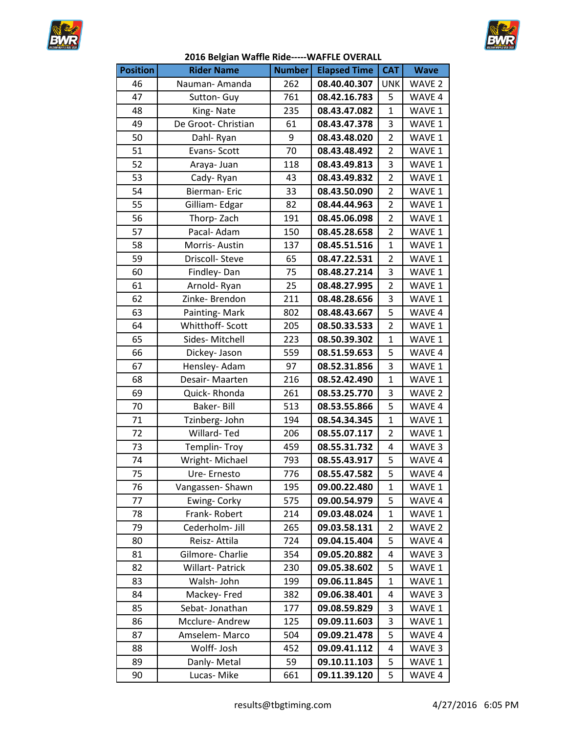**2016 Belgian Waffle Ride-----WAFFLE OVERALL**

| Position | Rider Name | Number | Elapsed Time | CAT | Wave |
|---|---|---|---|---|---|
| 46 | Nauman- Amanda | 262 | 08.40.40.307 | UNK | WAVE 2 |
| 47 | Sutton- Guy | 761 | 08.42.16.783 | 5 | WAVE 4 |
| 48 | King- Nate | 235 | 08.43.47.082 | 1 | WAVE 1 |
| 49 | De Groot- Christian | 61 | 08.43.47.378 | 3 | WAVE 1 |
| 50 | Dahl- Ryan | 9 | 08.43.48.020 | 2 | WAVE 1 |
| 51 | Evans- Scott | 70 | 08.43.48.492 | 2 | WAVE 1 |
| 52 | Araya- Juan | 118 | 08.43.49.813 | 3 | WAVE 1 |
| 53 | Cady- Ryan | 43 | 08.43.49.832 | 2 | WAVE 1 |
| 54 | Bierman- Eric | 33 | 08.43.50.090 | 2 | WAVE 1 |
| 55 | Gilliam- Edgar | 82 | 08.44.44.963 | 2 | WAVE 1 |
| 56 | Thorp- Zach | 191 | 08.45.06.098 | 2 | WAVE 1 |
| 57 | Pacal- Adam | 150 | 08.45.28.658 | 2 | WAVE 1 |
| 58 | Morris- Austin | 137 | 08.45.51.516 | 1 | WAVE 1 |
| 59 | Driscoll- Steve | 65 | 08.47.22.531 | 2 | WAVE 1 |
| 60 | Findley- Dan | 75 | 08.48.27.214 | 3 | WAVE 1 |
| 61 | Arnold- Ryan | 25 | 08.48.27.995 | 2 | WAVE 1 |
| 62 | Zinke- Brendon | 211 | 08.48.28.656 | 3 | WAVE 1 |
| 63 | Painting- Mark | 802 | 08.48.43.667 | 5 | WAVE 4 |
| 64 | Whitthoff- Scott | 205 | 08.50.33.533 | 2 | WAVE 1 |
| 65 | Sides- Mitchell | 223 | 08.50.39.302 | 1 | WAVE 1 |
| 66 | Dickey- Jason | 559 | 08.51.59.653 | 5 | WAVE 4 |
| 67 | Hensley- Adam | 97 | 08.52.31.856 | 3 | WAVE 1 |
| 68 | Desair- Maarten | 216 | 08.52.42.490 | 1 | WAVE 1 |
| 69 | Quick- Rhonda | 261 | 08.53.25.770 | 3 | WAVE 2 |
| 70 | Baker- Bill | 513 | 08.53.55.866 | 5 | WAVE 4 |
| 71 | Tzinberg- John | 194 | 08.54.34.345 | 1 | WAVE 1 |
| 72 | Willard- Ted | 206 | 08.55.07.117 | 2 | WAVE 1 |
| 73 | Templin- Troy | 459 | 08.55.31.732 | 4 | WAVE 3 |
| 74 | Wright- Michael | 793 | 08.55.43.917 | 5 | WAVE 4 |
| 75 | Ure- Ernesto | 776 | 08.55.47.582 | 5 | WAVE 4 |
| 76 | Vangassen- Shawn | 195 | 09.00.22.480 | 1 | WAVE 1 |
| 77 | Ewing- Corky | 575 | 09.00.54.979 | 5 | WAVE 4 |
| 78 | Frank- Robert | 214 | 09.03.48.024 | 1 | WAVE 1 |
| 79 | Cederholm- Jill | 265 | 09.03.58.131 | 2 | WAVE 2 |
| 80 | Reisz- Attila | 724 | 09.04.15.404 | 5 | WAVE 4 |
| 81 | Gilmore- Charlie | 354 | 09.05.20.882 | 4 | WAVE 3 |
| 82 | Willart- Patrick | 230 | 09.05.38.602 | 5 | WAVE 1 |
| 83 | Walsh- John | 199 | 09.06.11.845 | 1 | WAVE 1 |
| 84 | Mackey- Fred | 382 | 09.06.38.401 | 4 | WAVE 3 |
| 85 | Sebat- Jonathan | 177 | 09.08.59.829 | 3 | WAVE 1 |
| 86 | Mcclure- Andrew | 125 | 09.09.11.603 | 3 | WAVE 1 |
| 87 | Amselem- Marco | 504 | 09.09.21.478 | 5 | WAVE 4 |
| 88 | Wolff- Josh | 452 | 09.09.41.112 | 4 | WAVE 3 |
| 89 | Danly- Metal | 59 | 09.10.11.103 | 5 | WAVE 1 |
| 90 | Lucas- Mike | 661 | 09.11.39.120 | 5 | WAVE 4 |

results@tbgtiming.com 4/27/2016 6:05 PM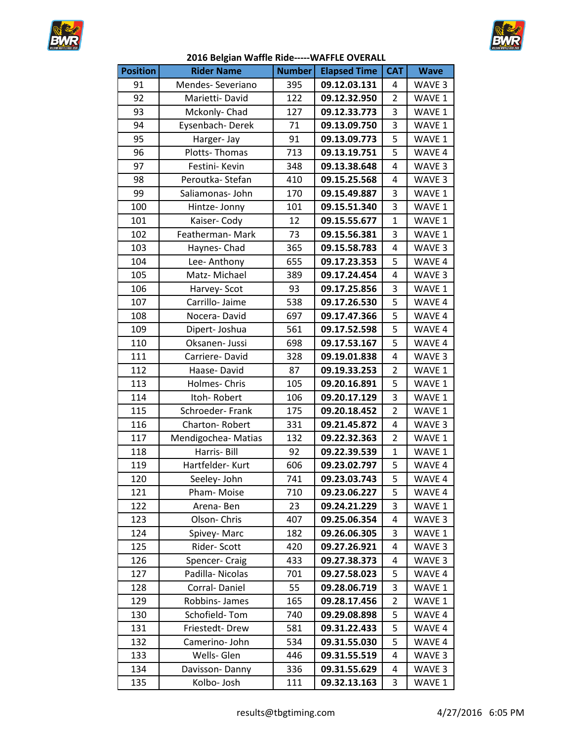## 2016 Belgian Waffle Ride-----WAFFLE OVERALL

| Position | Rider Name | Number | Elapsed Time | CAT | Wave |
|---|---|---|---|---|---|
| 91 | Mendes- Severiano | 395 | **09.12.03.131** | 4 | WAVE 3 |
| 92 | Marietti- David | 122 | **09.12.32.950** | 2 | WAVE 1 |
| 93 | Mckonly- Chad | 127 | **09.12.33.773** | 3 | WAVE 1 |
| 94 | Eysenbach- Derek | 71 | **09.13.09.750** | 3 | WAVE 1 |
| 95 | Harger- Jay | 91 | **09.13.09.773** | 5 | WAVE 1 |
| 96 | Plotts- Thomas | 713 | **09.13.19.751** | 5 | WAVE 4 |
| 97 | Festini- Kevin | 348 | **09.13.38.648** | 4 | WAVE 3 |
| 98 | Peroutka- Stefan | 410 | **09.15.25.568** | 4 | WAVE 3 |
| 99 | Saliamonas- John | 170 | **09.15.49.887** | 3 | WAVE 1 |
| 100 | Hintze- Jonny | 101 | **09.15.51.340** | 3 | WAVE 1 |
| 101 | Kaiser- Cody | 12 | **09.15.55.677** | 1 | WAVE 1 |
| 102 | Featherman- Mark | 73 | **09.15.56.381** | 3 | WAVE 1 |
| 103 | Haynes- Chad | 365 | **09.15.58.783** | 4 | WAVE 3 |
| 104 | Lee- Anthony | 655 | **09.17.23.353** | 5 | WAVE 4 |
| 105 | Matz- Michael | 389 | **09.17.24.454** | 4 | WAVE 3 |
| 106 | Harvey- Scot | 93 | **09.17.25.856** | 3 | WAVE 1 |
| 107 | Carrillo- Jaime | 538 | **09.17.26.530** | 5 | WAVE 4 |
| 108 | Nocera- David | 697 | **09.17.47.366** | 5 | WAVE 4 |
| 109 | Dipert- Joshua | 561 | **09.17.52.598** | 5 | WAVE 4 |
| 110 | Oksanen- Jussi | 698 | **09.17.53.167** | 5 | WAVE 4 |
| 111 | Carriere- David | 328 | **09.19.01.838** | 4 | WAVE 3 |
| 112 | Haase- David | 87 | **09.19.33.253** | 2 | WAVE 1 |
| 113 | Holmes- Chris | 105 | **09.20.16.891** | 5 | WAVE 1 |
| 114 | Itoh- Robert | 106 | **09.20.17.129** | 3 | WAVE 1 |
| 115 | Schroeder- Frank | 175 | **09.20.18.452** | 2 | WAVE 1 |
| 116 | Charton- Robert | 331 | **09.21.45.872** | 4 | WAVE 3 |
| 117 | Mendigochea- Matias | 132 | **09.22.32.363** | 2 | WAVE 1 |
| 118 | Harris- Bill | 92 | **09.22.39.539** | 1 | WAVE 1 |
| 119 | Hartfelder- Kurt | 606 | **09.23.02.797** | 5 | WAVE 4 |
| 120 | Seeley- John | 741 | **09.23.03.743** | 5 | WAVE 4 |
| 121 | Pham- Moise | 710 | **09.23.06.227** | 5 | WAVE 4 |
| 122 | Arena- Ben | 23 | **09.24.21.229** | 3 | WAVE 1 |
| 123 | Olson- Chris | 407 | **09.25.06.354** | 4 | WAVE 3 |
| 124 | Spivey- Marc | 182 | **09.26.06.305** | 3 | WAVE 1 |
| 125 | Rider- Scott | 420 | **09.27.26.921** | 4 | WAVE 3 |
| 126 | Spencer- Craig | 433 | **09.27.38.373** | 4 | WAVE 3 |
| 127 | Padilla- Nicolas | 701 | **09.27.58.023** | 5 | WAVE 4 |
| 128 | Corral- Daniel | 55 | **09.28.06.719** | 3 | WAVE 1 |
| 129 | Robbins- James | 165 | **09.28.17.456** | 2 | WAVE 1 |
| 130 | Schofield- Tom | 740 | **09.29.08.898** | 5 | WAVE 4 |
| 131 | Friestedt- Drew | 581 | **09.31.22.433** | 5 | WAVE 4 |
| 132 | Camerino- John | 534 | **09.31.55.030** | 5 | WAVE 4 |
| 133 | Wells- Glen | 446 | **09.31.55.519** | 4 | WAVE 3 |
| 134 | Davisson- Danny | 336 | **09.31.55.629** | 4 | WAVE 3 |
| 135 | Kolbo- Josh | 111 | **09.32.13.163** | 3 | WAVE 1 |

results@tbgtiming.com 4/27/2016 6:05 PM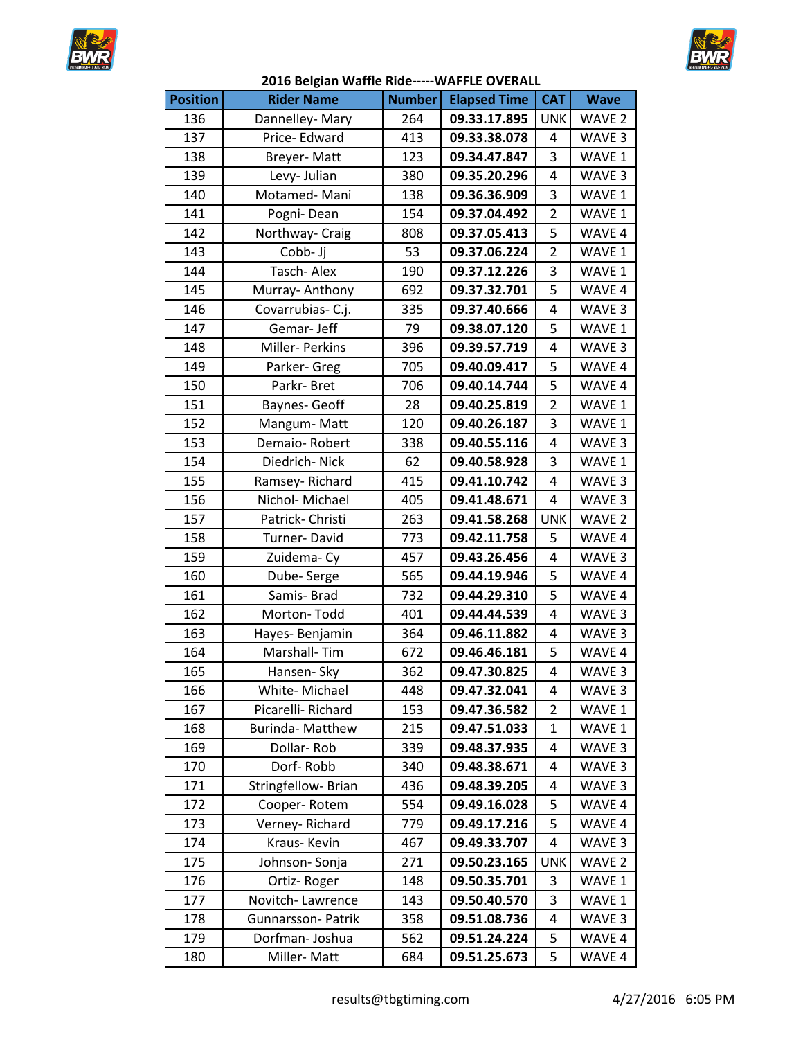# 2016 Belgian Waffle Ride-----WAFFLE OVERALL

| Position | Rider Name | Number | Elapsed Time | CAT | Wave |
|---|---|---|---|---|---|
| 136 | Dannelley- Mary | 264 | **09.33.17.895** | UNK | WAVE 2 |
| 137 | Price- Edward | 413 | **09.33.38.078** | 4 | WAVE 3 |
| 138 | Breyer- Matt | 123 | **09.34.47.847** | 3 | WAVE 1 |
| 139 | Levy- Julian | 380 | **09.35.20.296** | 4 | WAVE 3 |
| 140 | Motamed- Mani | 138 | **09.36.36.909** | 3 | WAVE 1 |
| 141 | Pogni- Dean | 154 | **09.37.04.492** | 2 | WAVE 1 |
| 142 | Northway- Craig | 808 | **09.37.05.413** | 5 | WAVE 4 |
| 143 | Cobb- Jj | 53 | **09.37.06.224** | 2 | WAVE 1 |
| 144 | Tasch- Alex | 190 | **09.37.12.226** | 3 | WAVE 1 |
| 145 | Murray- Anthony | 692 | **09.37.32.701** | 5 | WAVE 4 |
| 146 | Covarrubias- C.j. | 335 | **09.37.40.666** | 4 | WAVE 3 |
| 147 | Gemar- Jeff | 79 | **09.38.07.120** | 5 | WAVE 1 |
| 148 | Miller- Perkins | 396 | **09.39.57.719** | 4 | WAVE 3 |
| 149 | Parker- Greg | 705 | **09.40.09.417** | 5 | WAVE 4 |
| 150 | Parkr- Bret | 706 | **09.40.14.744** | 5 | WAVE 4 |
| 151 | Baynes- Geoff | 28 | **09.40.25.819** | 2 | WAVE 1 |
| 152 | Mangum- Matt | 120 | **09.40.26.187** | 3 | WAVE 1 |
| 153 | Demaio- Robert | 338 | **09.40.55.116** | 4 | WAVE 3 |
| 154 | Diedrich- Nick | 62 | **09.40.58.928** | 3 | WAVE 1 |
| 155 | Ramsey- Richard | 415 | **09.41.10.742** | 4 | WAVE 3 |
| 156 | Nichol- Michael | 405 | **09.41.48.671** | 4 | WAVE 3 |
| 157 | Patrick- Christi | 263 | **09.41.58.268** | UNK | WAVE 2 |
| 158 | Turner- David | 773 | **09.42.11.758** | 5 | WAVE 4 |
| 159 | Zuidema- Cy | 457 | **09.43.26.456** | 4 | WAVE 3 |
| 160 | Dube- Serge | 565 | **09.44.19.946** | 5 | WAVE 4 |
| 161 | Samis- Brad | 732 | **09.44.29.310** | 5 | WAVE 4 |
| 162 | Morton- Todd | 401 | **09.44.44.539** | 4 | WAVE 3 |
| 163 | Hayes- Benjamin | 364 | **09.46.11.882** | 4 | WAVE 3 |
| 164 | Marshall- Tim | 672 | **09.46.46.181** | 5 | WAVE 4 |
| 165 | Hansen- Sky | 362 | **09.47.30.825** | 4 | WAVE 3 |
| 166 | White- Michael | 448 | **09.47.32.041** | 4 | WAVE 3 |
| 167 | Picarelli- Richard | 153 | **09.47.36.582** | 2 | WAVE 1 |
| 168 | Burinda- Matthew | 215 | **09.47.51.033** | 1 | WAVE 1 |
| 169 | Dollar- Rob | 339 | **09.48.37.935** | 4 | WAVE 3 |
| 170 | Dorf- Robb | 340 | **09.48.38.671** | 4 | WAVE 3 |
| 171 | Stringfellow- Brian | 436 | **09.48.39.205** | 4 | WAVE 3 |
| 172 | Cooper- Rotem | 554 | **09.49.16.028** | 5 | WAVE 4 |
| 173 | Verney- Richard | 779 | **09.49.17.216** | 5 | WAVE 4 |
| 174 | Kraus- Kevin | 467 | **09.49.33.707** | 4 | WAVE 3 |
| 175 | Johnson- Sonja | 271 | **09.50.23.165** | UNK | WAVE 2 |
| 176 | Ortiz- Roger | 148 | **09.50.35.701** | 3 | WAVE 1 |
| 177 | Novitch- Lawrence | 143 | **09.50.40.570** | 3 | WAVE 1 |
| 178 | Gunnarsson- Patrik | 358 | **09.51.08.736** | 4 | WAVE 3 |
| 179 | Dorfman- Joshua | 562 | **09.51.24.224** | 5 | WAVE 4 |
| 180 | Miller- Matt | 684 | **09.51.25.673** | 5 | WAVE 4 |

results@tbgtiming.com 4/27/2016 6:05 PM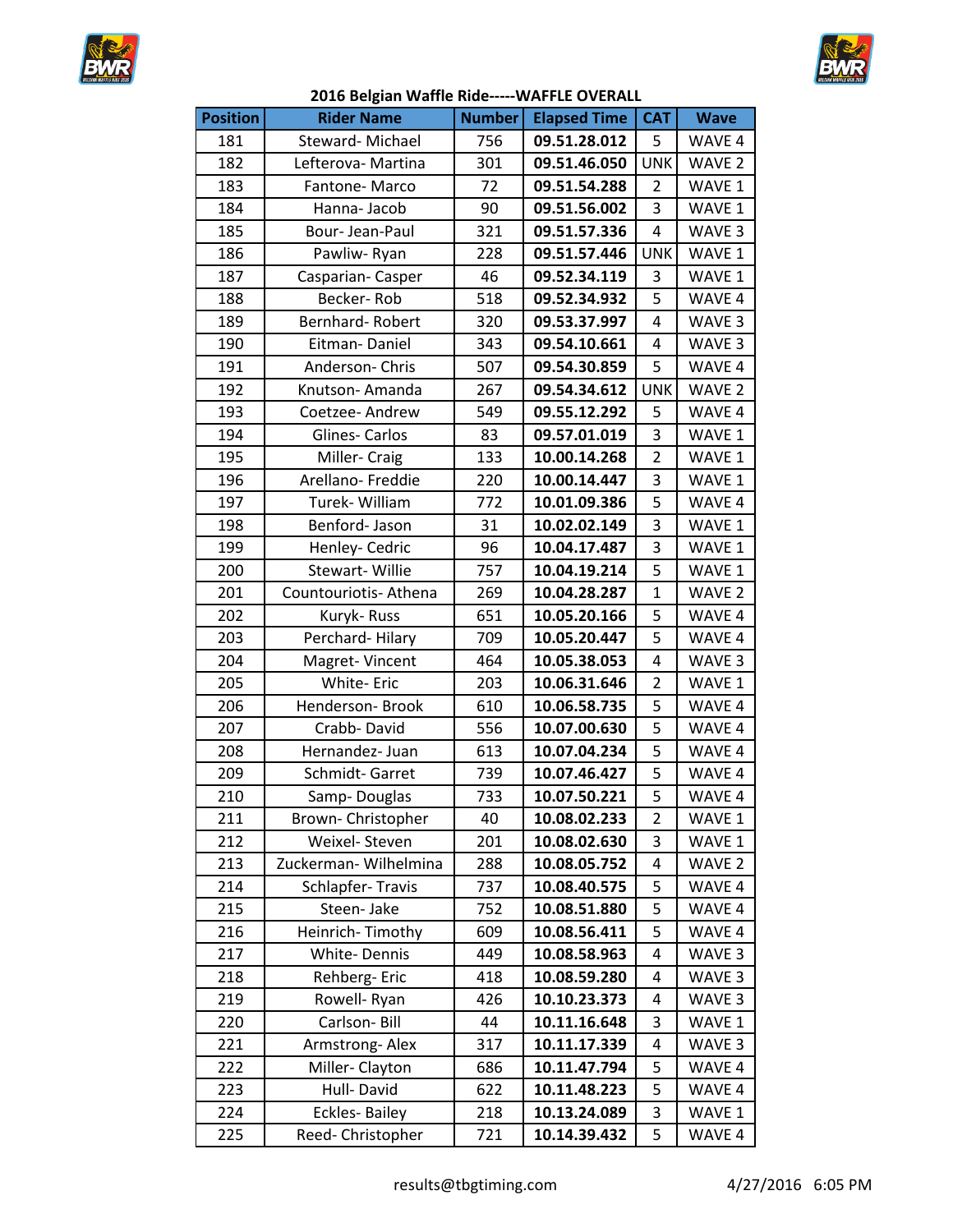## 2016 Belgian Waffle Ride-----WAFFLE OVERALL

| Position | Rider Name | Number | Elapsed Time | CAT | Wave |
|---|---|---|---|---|---|
| 181 | Steward- Michael | 756 | **09.51.28.012** | 5 | WAVE 4 |
| 182 | Lefterova- Martina | 301 | **09.51.46.050** | UNK | WAVE 2 |
| 183 | Fantone- Marco | 72 | **09.51.54.288** | 2 | WAVE 1 |
| 184 | Hanna- Jacob | 90 | **09.51.56.002** | 3 | WAVE 1 |
| 185 | Bour- Jean-Paul | 321 | **09.51.57.336** | 4 | WAVE 3 |
| 186 | Pawliw- Ryan | 228 | **09.51.57.446** | UNK | WAVE 1 |
| 187 | Casparian- Casper | 46 | **09.52.34.119** | 3 | WAVE 1 |
| 188 | Becker- Rob | 518 | **09.52.34.932** | 5 | WAVE 4 |
| 189 | Bernhard- Robert | 320 | **09.53.37.997** | 4 | WAVE 3 |
| 190 | Eitman- Daniel | 343 | **09.54.10.661** | 4 | WAVE 3 |
| 191 | Anderson- Chris | 507 | **09.54.30.859** | 5 | WAVE 4 |
| 192 | Knutson- Amanda | 267 | **09.54.34.612** | UNK | WAVE 2 |
| 193 | Coetzee- Andrew | 549 | **09.55.12.292** | 5 | WAVE 4 |
| 194 | Glines- Carlos | 83 | **09.57.01.019** | 3 | WAVE 1 |
| 195 | Miller- Craig | 133 | **10.00.14.268** | 2 | WAVE 1 |
| 196 | Arellano- Freddie | 220 | **10.00.14.447** | 3 | WAVE 1 |
| 197 | Turek- William | 772 | **10.01.09.386** | 5 | WAVE 4 |
| 198 | Benford- Jason | 31 | **10.02.02.149** | 3 | WAVE 1 |
| 199 | Henley- Cedric | 96 | **10.04.17.487** | 3 | WAVE 1 |
| 200 | Stewart- Willie | 757 | **10.04.19.214** | 5 | WAVE 1 |
| 201 | Countouriotis- Athena | 269 | **10.04.28.287** | 1 | WAVE 2 |
| 202 | Kuryk- Russ | 651 | **10.05.20.166** | 5 | WAVE 4 |
| 203 | Perchard- Hilary | 709 | **10.05.20.447** | 5 | WAVE 4 |
| 204 | Magret- Vincent | 464 | **10.05.38.053** | 4 | WAVE 3 |
| 205 | White- Eric | 203 | **10.06.31.646** | 2 | WAVE 1 |
| 206 | Henderson- Brook | 610 | **10.06.58.735** | 5 | WAVE 4 |
| 207 | Crabb- David | 556 | **10.07.00.630** | 5 | WAVE 4 |
| 208 | Hernandez- Juan | 613 | **10.07.04.234** | 5 | WAVE 4 |
| 209 | Schmidt- Garret | 739 | **10.07.46.427** | 5 | WAVE 4 |
| 210 | Samp- Douglas | 733 | **10.07.50.221** | 5 | WAVE 4 |
| 211 | Brown- Christopher | 40 | **10.08.02.233** | 2 | WAVE 1 |
| 212 | Weixel- Steven | 201 | **10.08.02.630** | 3 | WAVE 1 |
| 213 | Zuckerman- Wilhelmina | 288 | **10.08.05.752** | 4 | WAVE 2 |
| 214 | Schlapfer- Travis | 737 | **10.08.40.575** | 5 | WAVE 4 |
| 215 | Steen- Jake | 752 | **10.08.51.880** | 5 | WAVE 4 |
| 216 | Heinrich- Timothy | 609 | **10.08.56.411** | 5 | WAVE 4 |
| 217 | White- Dennis | 449 | **10.08.58.963** | 4 | WAVE 3 |
| 218 | Rehberg- Eric | 418 | **10.08.59.280** | 4 | WAVE 3 |
| 219 | Rowell- Ryan | 426 | **10.10.23.373** | 4 | WAVE 3 |
| 220 | Carlson- Bill | 44 | **10.11.16.648** | 3 | WAVE 1 |
| 221 | Armstrong- Alex | 317 | **10.11.17.339** | 4 | WAVE 3 |
| 222 | Miller- Clayton | 686 | **10.11.47.794** | 5 | WAVE 4 |
| 223 | Hull- David | 622 | **10.11.48.223** | 5 | WAVE 4 |
| 224 | Eckles- Bailey | 218 | **10.13.24.089** | 3 | WAVE 1 |
| 225 | Reed- Christopher | 721 | **10.14.39.432** | 5 | WAVE 4 |

results@tbgtiming.com 4/27/2016 6:05 PM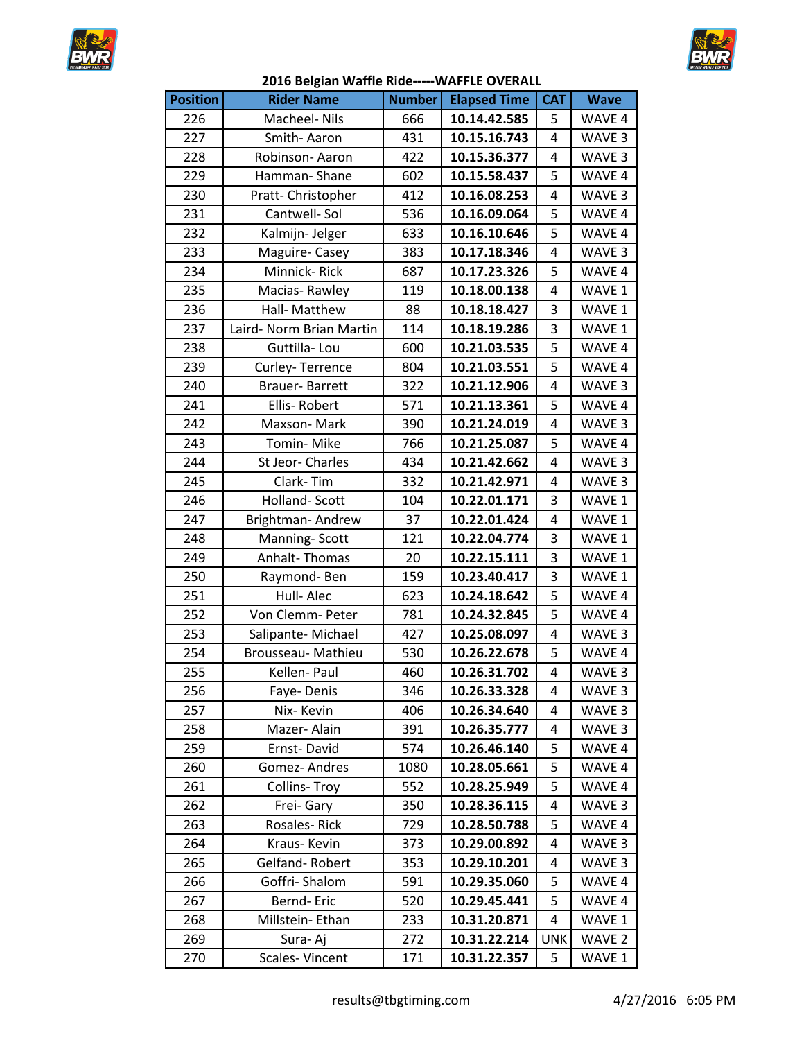## 2016 Belgian Waffle Ride-----WAFFLE OVERALL

| Position | Rider Name | Number | Elapsed Time | CAT | Wave |
|---|---|---|---|---|---|
| 226 | Macheel- Nils | 666 | **10.14.42.585** | 5 | WAVE 4 |
| 227 | Smith- Aaron | 431 | **10.15.16.743** | 4 | WAVE 3 |
| 228 | Robinson- Aaron | 422 | **10.15.36.377** | 4 | WAVE 3 |
| 229 | Hamman- Shane | 602 | **10.15.58.437** | 5 | WAVE 4 |
| 230 | Pratt- Christopher | 412 | **10.16.08.253** | 4 | WAVE 3 |
| 231 | Cantwell- Sol | 536 | **10.16.09.064** | 5 | WAVE 4 |
| 232 | Kalmijn- Jelger | 633 | **10.16.10.646** | 5 | WAVE 4 |
| 233 | Maguire- Casey | 383 | **10.17.18.346** | 4 | WAVE 3 |
| 234 | Minnick- Rick | 687 | **10.17.23.326** | 5 | WAVE 4 |
| 235 | Macias- Rawley | 119 | **10.18.00.138** | 4 | WAVE 1 |
| 236 | Hall- Matthew | 88 | **10.18.18.427** | 3 | WAVE 1 |
| 237 | Laird- Norm Brian Martin | 114 | **10.18.19.286** | 3 | WAVE 1 |
| 238 | Guttilla- Lou | 600 | **10.21.03.535** | 5 | WAVE 4 |
| 239 | Curley- Terrence | 804 | **10.21.03.551** | 5 | WAVE 4 |
| 240 | Brauer- Barrett | 322 | **10.21.12.906** | 4 | WAVE 3 |
| 241 | Ellis- Robert | 571 | **10.21.13.361** | 5 | WAVE 4 |
| 242 | Maxson- Mark | 390 | **10.21.24.019** | 4 | WAVE 3 |
| 243 | Tomin- Mike | 766 | **10.21.25.087** | 5 | WAVE 4 |
| 244 | St Jeor- Charles | 434 | **10.21.42.662** | 4 | WAVE 3 |
| 245 | Clark- Tim | 332 | **10.21.42.971** | 4 | WAVE 3 |
| 246 | Holland- Scott | 104 | **10.22.01.171** | 3 | WAVE 1 |
| 247 | Brightman- Andrew | 37 | **10.22.01.424** | 4 | WAVE 1 |
| 248 | Manning- Scott | 121 | **10.22.04.774** | 3 | WAVE 1 |
| 249 | Anhalt- Thomas | 20 | **10.22.15.111** | 3 | WAVE 1 |
| 250 | Raymond- Ben | 159 | **10.23.40.417** | 3 | WAVE 1 |
| 251 | Hull- Alec | 623 | **10.24.18.642** | 5 | WAVE 4 |
| 252 | Von Clemm- Peter | 781 | **10.24.32.845** | 5 | WAVE 4 |
| 253 | Salipante- Michael | 427 | **10.25.08.097** | 4 | WAVE 3 |
| 254 | Brousseau- Mathieu | 530 | **10.26.22.678** | 5 | WAVE 4 |
| 255 | Kellen- Paul | 460 | **10.26.31.702** | 4 | WAVE 3 |
| 256 | Faye- Denis | 346 | **10.26.33.328** | 4 | WAVE 3 |
| 257 | Nix- Kevin | 406 | **10.26.34.640** | 4 | WAVE 3 |
| 258 | Mazer- Alain | 391 | **10.26.35.777** | 4 | WAVE 3 |
| 259 | Ernst- David | 574 | **10.26.46.140** | 5 | WAVE 4 |
| 260 | Gomez- Andres | 1080 | **10.28.05.661** | 5 | WAVE 4 |
| 261 | Collins- Troy | 552 | **10.28.25.949** | 5 | WAVE 4 |
| 262 | Frei- Gary | 350 | **10.28.36.115** | 4 | WAVE 3 |
| 263 | Rosales- Rick | 729 | **10.28.50.788** | 5 | WAVE 4 |
| 264 | Kraus- Kevin | 373 | **10.29.00.892** | 4 | WAVE 3 |
| 265 | Gelfand- Robert | 353 | **10.29.10.201** | 4 | WAVE 3 |
| 266 | Goffri- Shalom | 591 | **10.29.35.060** | 5 | WAVE 4 |
| 267 | Bernd- Eric | 520 | **10.29.45.441** | 5 | WAVE 4 |
| 268 | Millstein- Ethan | 233 | **10.31.20.871** | 4 | WAVE 1 |
| 269 | Sura- Aj | 272 | **10.31.22.214** | UNK | WAVE 2 |
| 270 | Scales- Vincent | 171 | **10.31.22.357** | 5 | WAVE 1 |

results@tbgtiming.com 4/27/2016 6:05 PM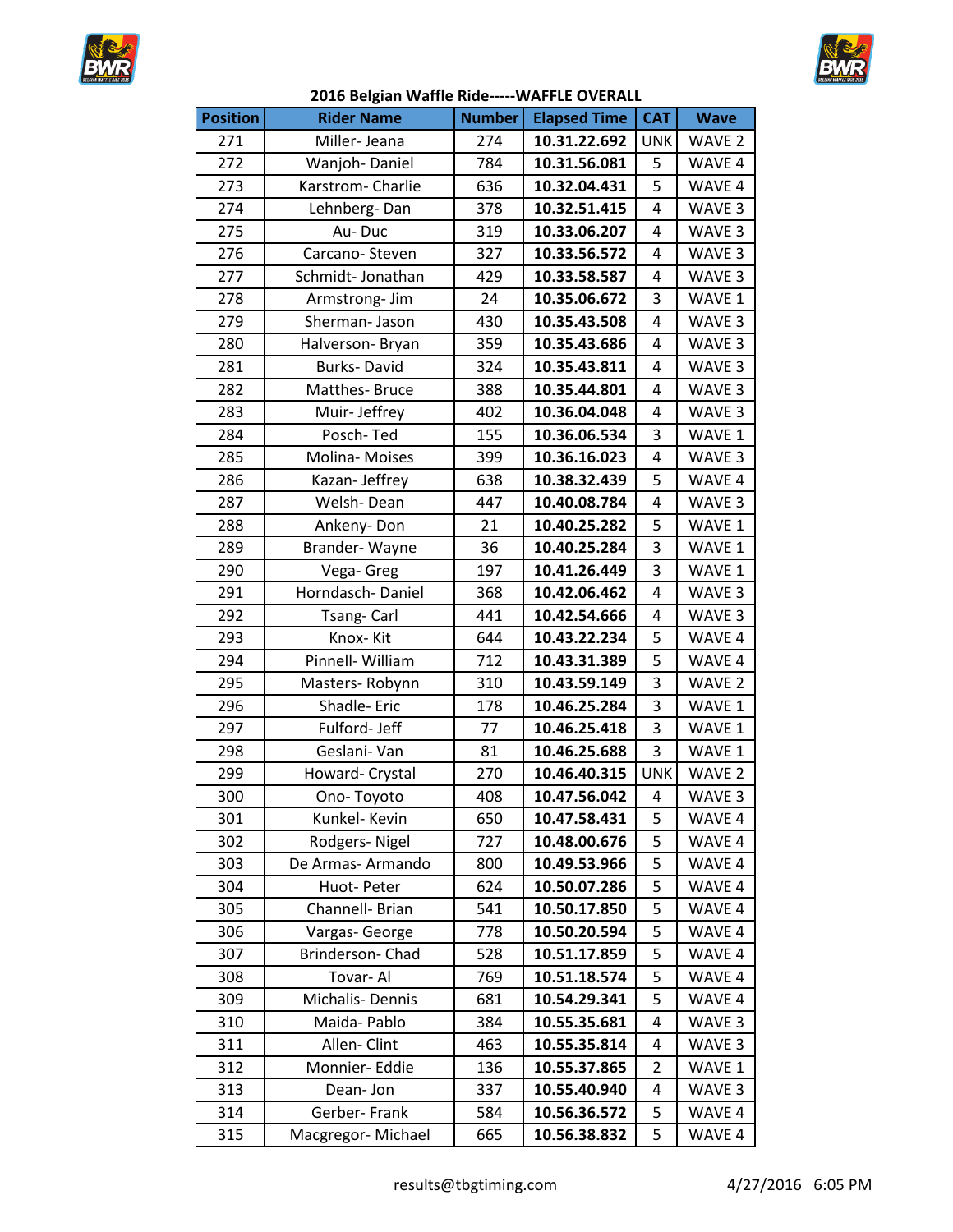## 2016 Belgian Waffle Ride-----WAFFLE OVERALL

| Position | Rider Name | Number | Elapsed Time | CAT | Wave |
|---|---|---|---|---|---|
| 271 | Miller- Jeana | 274 | **10.31.22.692** | UNK | WAVE 2 |
| 272 | Wanjoh- Daniel | 784 | **10.31.56.081** | 5 | WAVE 4 |
| 273 | Karstrom- Charlie | 636 | **10.32.04.431** | 5 | WAVE 4 |
| 274 | Lehnberg- Dan | 378 | **10.32.51.415** | 4 | WAVE 3 |
| 275 | Au- Duc | 319 | **10.33.06.207** | 4 | WAVE 3 |
| 276 | Carcano- Steven | 327 | **10.33.56.572** | 4 | WAVE 3 |
| 277 | Schmidt- Jonathan | 429 | **10.33.58.587** | 4 | WAVE 3 |
| 278 | Armstrong- Jim | 24 | **10.35.06.672** | 3 | WAVE 1 |
| 279 | Sherman- Jason | 430 | **10.35.43.508** | 4 | WAVE 3 |
| 280 | Halverson- Bryan | 359 | **10.35.43.686** | 4 | WAVE 3 |
| 281 | Burks- David | 324 | **10.35.43.811** | 4 | WAVE 3 |
| 282 | Matthes- Bruce | 388 | **10.35.44.801** | 4 | WAVE 3 |
| 283 | Muir- Jeffrey | 402 | **10.36.04.048** | 4 | WAVE 3 |
| 284 | Posch- Ted | 155 | **10.36.06.534** | 3 | WAVE 1 |
| 285 | Molina- Moises | 399 | **10.36.16.023** | 4 | WAVE 3 |
| 286 | Kazan- Jeffrey | 638 | **10.38.32.439** | 5 | WAVE 4 |
| 287 | Welsh- Dean | 447 | **10.40.08.784** | 4 | WAVE 3 |
| 288 | Ankeny- Don | 21 | **10.40.25.282** | 5 | WAVE 1 |
| 289 | Brander- Wayne | 36 | **10.40.25.284** | 3 | WAVE 1 |
| 290 | Vega- Greg | 197 | **10.41.26.449** | 3 | WAVE 1 |
| 291 | Horndasch- Daniel | 368 | **10.42.06.462** | 4 | WAVE 3 |
| 292 | Tsang- Carl | 441 | **10.42.54.666** | 4 | WAVE 3 |
| 293 | Knox- Kit | 644 | **10.43.22.234** | 5 | WAVE 4 |
| 294 | Pinnell- William | 712 | **10.43.31.389** | 5 | WAVE 4 |
| 295 | Masters- Robynn | 310 | **10.43.59.149** | 3 | WAVE 2 |
| 296 | Shadle- Eric | 178 | **10.46.25.284** | 3 | WAVE 1 |
| 297 | Fulford- Jeff | 77 | **10.46.25.418** | 3 | WAVE 1 |
| 298 | Geslani- Van | 81 | **10.46.25.688** | 3 | WAVE 1 |
| 299 | Howard- Crystal | 270 | **10.46.40.315** | UNK | WAVE 2 |
| 300 | Ono- Toyoto | 408 | **10.47.56.042** | 4 | WAVE 3 |
| 301 | Kunkel- Kevin | 650 | **10.47.58.431** | 5 | WAVE 4 |
| 302 | Rodgers- Nigel | 727 | **10.48.00.676** | 5 | WAVE 4 |
| 303 | De Armas- Armando | 800 | **10.49.53.966** | 5 | WAVE 4 |
| 304 | Huot- Peter | 624 | **10.50.07.286** | 5 | WAVE 4 |
| 305 | Channell- Brian | 541 | **10.50.17.850** | 5 | WAVE 4 |
| 306 | Vargas- George | 778 | **10.50.20.594** | 5 | WAVE 4 |
| 307 | Brinderson- Chad | 528 | **10.51.17.859** | 5 | WAVE 4 |
| 308 | Tovar- Al | 769 | **10.51.18.574** | 5 | WAVE 4 |
| 309 | Michalis- Dennis | 681 | **10.54.29.341** | 5 | WAVE 4 |
| 310 | Maida- Pablo | 384 | **10.55.35.681** | 4 | WAVE 3 |
| 311 | Allen- Clint | 463 | **10.55.35.814** | 4 | WAVE 3 |
| 312 | Monnier- Eddie | 136 | **10.55.37.865** | 2 | WAVE 1 |
| 313 | Dean- Jon | 337 | **10.55.40.940** | 4 | WAVE 3 |
| 314 | Gerber- Frank | 584 | **10.56.36.572** | 5 | WAVE 4 |
| 315 | Macgregor- Michael | 665 | **10.56.38.832** | 5 | WAVE 4 |

results@tbgtiming.com 4/27/2016 6:05 PM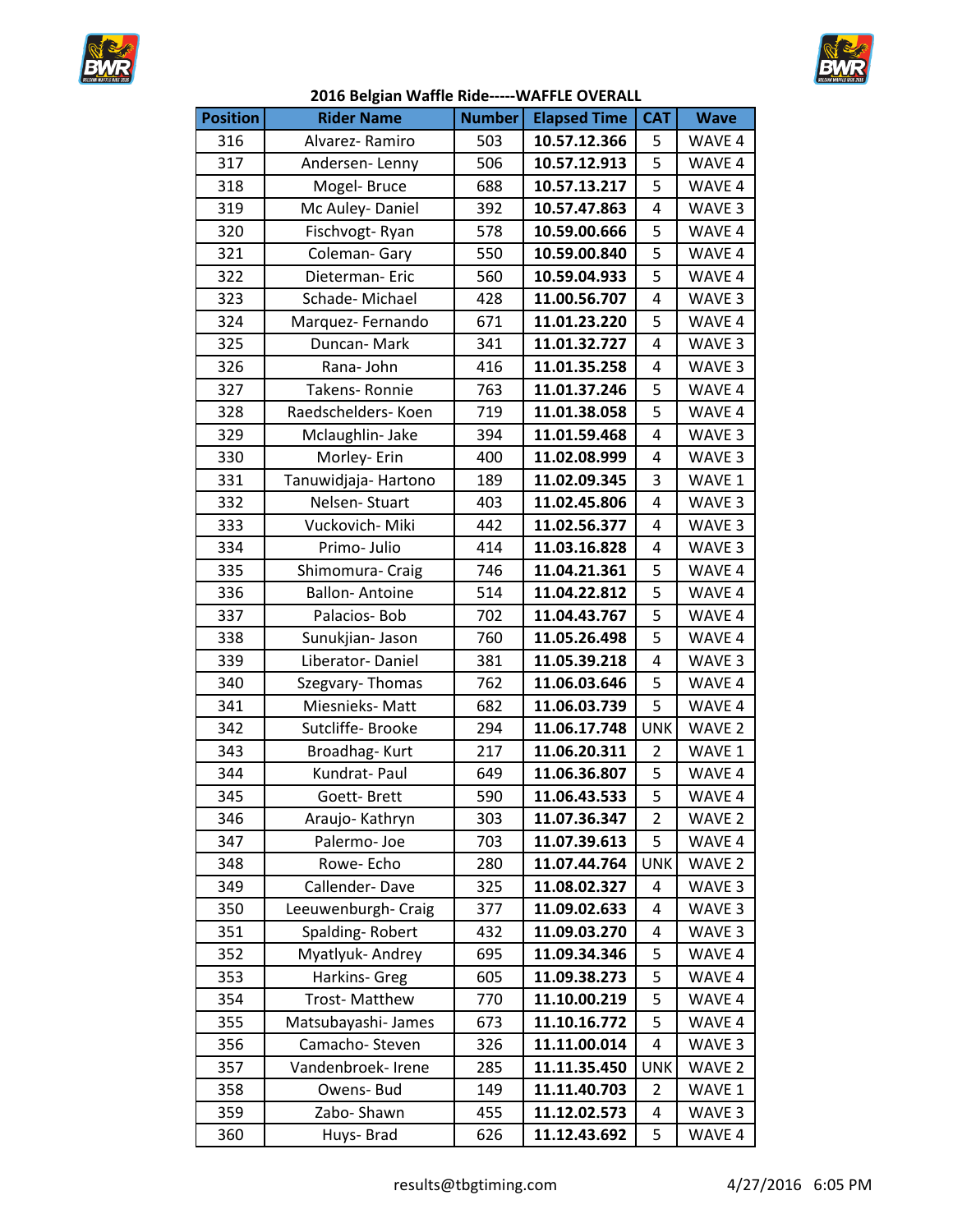**2016 Belgian Waffle Ride-----WAFFLE OVERALL**

| Position | Rider Name | Number | Elapsed Time | CAT | Wave |
|---|---|---|---|---|---|
| 316 | Alvarez- Ramiro | 503 | **10.57.12.366** | 5 | WAVE 4 |
| 317 | Andersen- Lenny | 506 | **10.57.12.913** | 5 | WAVE 4 |
| 318 | Mogel- Bruce | 688 | **10.57.13.217** | 5 | WAVE 4 |
| 319 | Mc Auley- Daniel | 392 | **10.57.47.863** | 4 | WAVE 3 |
| 320 | Fischvogt- Ryan | 578 | **10.59.00.666** | 5 | WAVE 4 |
| 321 | Coleman- Gary | 550 | **10.59.00.840** | 5 | WAVE 4 |
| 322 | Dieterman- Eric | 560 | **10.59.04.933** | 5 | WAVE 4 |
| 323 | Schade- Michael | 428 | **11.00.56.707** | 4 | WAVE 3 |
| 324 | Marquez- Fernando | 671 | **11.01.23.220** | 5 | WAVE 4 |
| 325 | Duncan- Mark | 341 | **11.01.32.727** | 4 | WAVE 3 |
| 326 | Rana- John | 416 | **11.01.35.258** | 4 | WAVE 3 |
| 327 | Takens- Ronnie | 763 | **11.01.37.246** | 5 | WAVE 4 |
| 328 | Raedschelders- Koen | 719 | **11.01.38.058** | 5 | WAVE 4 |
| 329 | Mclaughlin- Jake | 394 | **11.01.59.468** | 4 | WAVE 3 |
| 330 | Morley- Erin | 400 | **11.02.08.999** | 4 | WAVE 3 |
| 331 | Tanuwidjaja- Hartono | 189 | **11.02.09.345** | 3 | WAVE 1 |
| 332 | Nelsen- Stuart | 403 | **11.02.45.806** | 4 | WAVE 3 |
| 333 | Vuckovich- Miki | 442 | **11.02.56.377** | 4 | WAVE 3 |
| 334 | Primo- Julio | 414 | **11.03.16.828** | 4 | WAVE 3 |
| 335 | Shimomura- Craig | 746 | **11.04.21.361** | 5 | WAVE 4 |
| 336 | Ballon- Antoine | 514 | **11.04.22.812** | 5 | WAVE 4 |
| 337 | Palacios- Bob | 702 | **11.04.43.767** | 5 | WAVE 4 |
| 338 | Sunukjian- Jason | 760 | **11.05.26.498** | 5 | WAVE 4 |
| 339 | Liberator- Daniel | 381 | **11.05.39.218** | 4 | WAVE 3 |
| 340 | Szegvary- Thomas | 762 | **11.06.03.646** | 5 | WAVE 4 |
| 341 | Miesnieks- Matt | 682 | **11.06.03.739** | 5 | WAVE 4 |
| 342 | Sutcliffe- Brooke | 294 | **11.06.17.748** | UNK | WAVE 2 |
| 343 | Broadhag- Kurt | 217 | **11.06.20.311** | 2 | WAVE 1 |
| 344 | Kundrat- Paul | 649 | **11.06.36.807** | 5 | WAVE 4 |
| 345 | Goett- Brett | 590 | **11.06.43.533** | 5 | WAVE 4 |
| 346 | Araujo- Kathryn | 303 | **11.07.36.347** | 2 | WAVE 2 |
| 347 | Palermo- Joe | 703 | **11.07.39.613** | 5 | WAVE 4 |
| 348 | Rowe- Echo | 280 | **11.07.44.764** | UNK | WAVE 2 |
| 349 | Callender- Dave | 325 | **11.08.02.327** | 4 | WAVE 3 |
| 350 | Leeuwenburgh- Craig | 377 | **11.09.02.633** | 4 | WAVE 3 |
| 351 | Spalding- Robert | 432 | **11.09.03.270** | 4 | WAVE 3 |
| 352 | Myatlyuk- Andrey | 695 | **11.09.34.346** | 5 | WAVE 4 |
| 353 | Harkins- Greg | 605 | **11.09.38.273** | 5 | WAVE 4 |
| 354 | Trost- Matthew | 770 | **11.10.00.219** | 5 | WAVE 4 |
| 355 | Matsubayashi- James | 673 | **11.10.16.772** | 5 | WAVE 4 |
| 356 | Camacho- Steven | 326 | **11.11.00.014** | 4 | WAVE 3 |
| 357 | Vandenbroek- Irene | 285 | **11.11.35.450** | UNK | WAVE 2 |
| 358 | Owens- Bud | 149 | **11.11.40.703** | 2 | WAVE 1 |
| 359 | Zabo- Shawn | 455 | **11.12.02.573** | 4 | WAVE 3 |
| 360 | Huys- Brad | 626 | **11.12.43.692** | 5 | WAVE 4 |

results@tbgtiming.com 4/27/2016 6:05 PM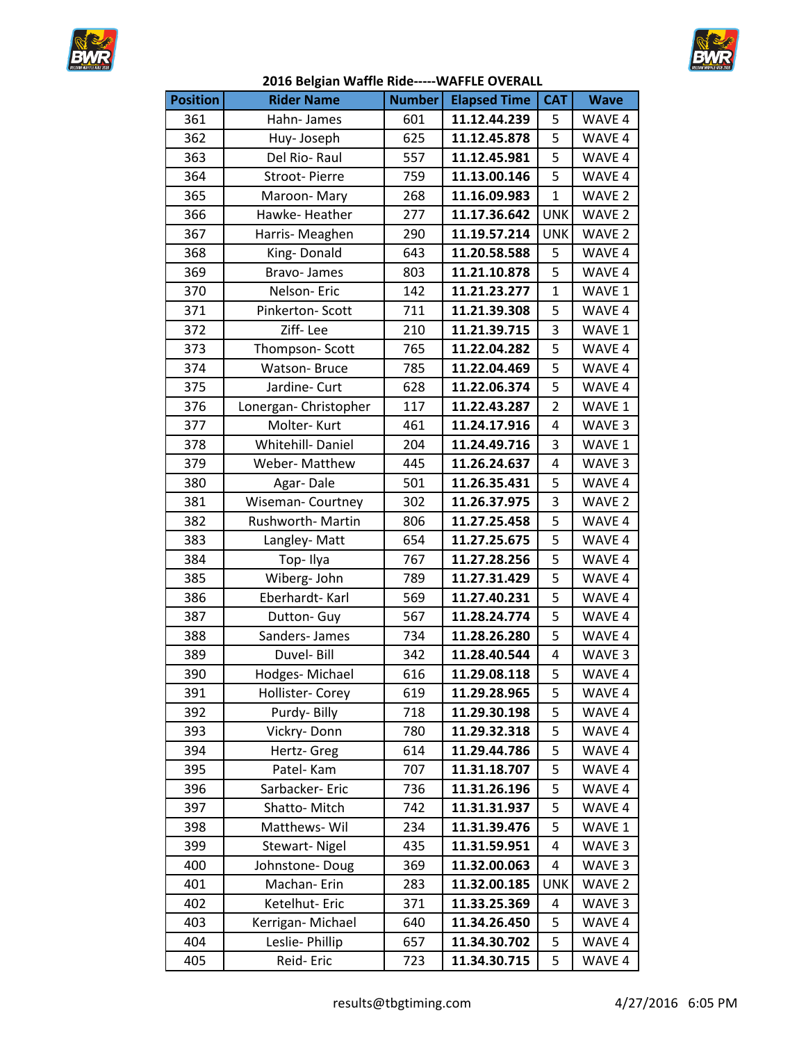**2016 Belgian Waffle Ride-----WAFFLE OVERALL**

| Position | Rider Name | Number | Elapsed Time | CAT | Wave |
|---|---|---|---|---|---|
| 361 | Hahn- James | 601 | **11.12.44.239** | 5 | WAVE 4 |
| 362 | Huy- Joseph | 625 | **11.12.45.878** | 5 | WAVE 4 |
| 363 | Del Rio- Raul | 557 | **11.12.45.981** | 5 | WAVE 4 |
| 364 | Stroot- Pierre | 759 | **11.13.00.146** | 5 | WAVE 4 |
| 365 | Maroon- Mary | 268 | **11.16.09.983** | 1 | WAVE 2 |
| 366 | Hawke- Heather | 277 | **11.17.36.642** | UNK | WAVE 2 |
| 367 | Harris- Meaghen | 290 | **11.19.57.214** | UNK | WAVE 2 |
| 368 | King- Donald | 643 | **11.20.58.588** | 5 | WAVE 4 |
| 369 | Bravo- James | 803 | **11.21.10.878** | 5 | WAVE 4 |
| 370 | Nelson- Eric | 142 | **11.21.23.277** | 1 | WAVE 1 |
| 371 | Pinkerton- Scott | 711 | **11.21.39.308** | 5 | WAVE 4 |
| 372 | Ziff- Lee | 210 | **11.21.39.715** | 3 | WAVE 1 |
| 373 | Thompson- Scott | 765 | **11.22.04.282** | 5 | WAVE 4 |
| 374 | Watson- Bruce | 785 | **11.22.04.469** | 5 | WAVE 4 |
| 375 | Jardine- Curt | 628 | **11.22.06.374** | 5 | WAVE 4 |
| 376 | Lonergan- Christopher | 117 | **11.22.43.287** | 2 | WAVE 1 |
| 377 | Molter- Kurt | 461 | **11.24.17.916** | 4 | WAVE 3 |
| 378 | Whitehill- Daniel | 204 | **11.24.49.716** | 3 | WAVE 1 |
| 379 | Weber- Matthew | 445 | **11.26.24.637** | 4 | WAVE 3 |
| 380 | Agar- Dale | 501 | **11.26.35.431** | 5 | WAVE 4 |
| 381 | Wiseman- Courtney | 302 | **11.26.37.975** | 3 | WAVE 2 |
| 382 | Rushworth- Martin | 806 | **11.27.25.458** | 5 | WAVE 4 |
| 383 | Langley- Matt | 654 | **11.27.25.675** | 5 | WAVE 4 |
| 384 | Top- Ilya | 767 | **11.27.28.256** | 5 | WAVE 4 |
| 385 | Wiberg- John | 789 | **11.27.31.429** | 5 | WAVE 4 |
| 386 | Eberhardt- Karl | 569 | **11.27.40.231** | 5 | WAVE 4 |
| 387 | Dutton- Guy | 567 | **11.28.24.774** | 5 | WAVE 4 |
| 388 | Sanders- James | 734 | **11.28.26.280** | 5 | WAVE 4 |
| 389 | Duvel- Bill | 342 | **11.28.40.544** | 4 | WAVE 3 |
| 390 | Hodges- Michael | 616 | **11.29.08.118** | 5 | WAVE 4 |
| 391 | Hollister- Corey | 619 | **11.29.28.965** | 5 | WAVE 4 |
| 392 | Purdy- Billy | 718 | **11.29.30.198** | 5 | WAVE 4 |
| 393 | Vickry- Donn | 780 | **11.29.32.318** | 5 | WAVE 4 |
| 394 | Hertz- Greg | 614 | **11.29.44.786** | 5 | WAVE 4 |
| 395 | Patel- Kam | 707 | **11.31.18.707** | 5 | WAVE 4 |
| 396 | Sarbacker- Eric | 736 | **11.31.26.196** | 5 | WAVE 4 |
| 397 | Shatto- Mitch | 742 | **11.31.31.937** | 5 | WAVE 4 |
| 398 | Matthews- Wil | 234 | **11.31.39.476** | 5 | WAVE 1 |
| 399 | Stewart- Nigel | 435 | **11.31.59.951** | 4 | WAVE 3 |
| 400 | Johnstone- Doug | 369 | **11.32.00.063** | 4 | WAVE 3 |
| 401 | Machan- Erin | 283 | **11.32.00.185** | UNK | WAVE 2 |
| 402 | Ketelhut- Eric | 371 | **11.33.25.369** | 4 | WAVE 3 |
| 403 | Kerrigan- Michael | 640 | **11.34.26.450** | 5 | WAVE 4 |
| 404 | Leslie- Phillip | 657 | **11.34.30.702** | 5 | WAVE 4 |
| 405 | Reid- Eric | 723 | **11.34.30.715** | 5 | WAVE 4 |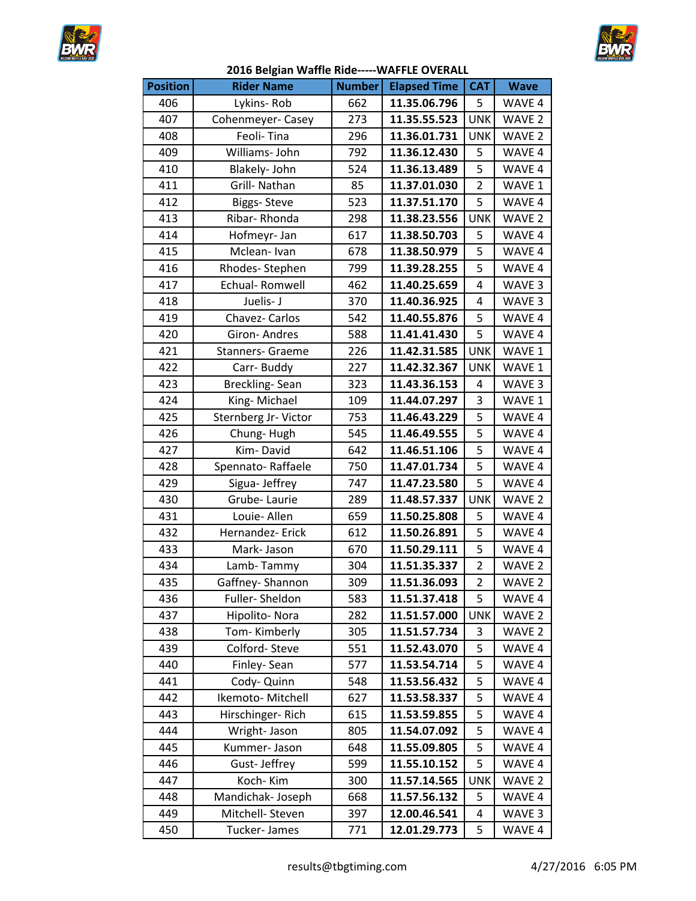# 2016 Belgian Waffle Ride-----WAFFLE OVERALL

| Position | Rider Name | Number | Elapsed Time | CAT | Wave |
|---|---|---|---|---|---|
| 406 | Lykins- Rob | 662 | **11.35.06.796** | 5 | WAVE 4 |
| 407 | Cohenmeyer- Casey | 273 | **11.35.55.523** | UNK | WAVE 2 |
| 408 | Feoli- Tina | 296 | **11.36.01.731** | UNK | WAVE 2 |
| 409 | Williams- John | 792 | **11.36.12.430** | 5 | WAVE 4 |
| 410 | Blakely- John | 524 | **11.36.13.489** | 5 | WAVE 4 |
| 411 | Grill- Nathan | 85 | **11.37.01.030** | 2 | WAVE 1 |
| 412 | Biggs- Steve | 523 | **11.37.51.170** | 5 | WAVE 4 |
| 413 | Ribar- Rhonda | 298 | **11.38.23.556** | UNK | WAVE 2 |
| 414 | Hofmeyr- Jan | 617 | **11.38.50.703** | 5 | WAVE 4 |
| 415 | Mclean- Ivan | 678 | **11.38.50.979** | 5 | WAVE 4 |
| 416 | Rhodes- Stephen | 799 | **11.39.28.255** | 5 | WAVE 4 |
| 417 | Echual- Romwell | 462 | **11.40.25.659** | 4 | WAVE 3 |
| 418 | Juelis- J | 370 | **11.40.36.925** | 4 | WAVE 3 |
| 419 | Chavez- Carlos | 542 | **11.40.55.876** | 5 | WAVE 4 |
| 420 | Giron- Andres | 588 | **11.41.41.430** | 5 | WAVE 4 |
| 421 | Stanners- Graeme | 226 | **11.42.31.585** | UNK | WAVE 1 |
| 422 | Carr- Buddy | 227 | **11.42.32.367** | UNK | WAVE 1 |
| 423 | Breckling- Sean | 323 | **11.43.36.153** | 4 | WAVE 3 |
| 424 | King- Michael | 109 | **11.44.07.297** | 3 | WAVE 1 |
| 425 | Sternberg Jr- Victor | 753 | **11.46.43.229** | 5 | WAVE 4 |
| 426 | Chung- Hugh | 545 | **11.46.49.555** | 5 | WAVE 4 |
| 427 | Kim- David | 642 | **11.46.51.106** | 5 | WAVE 4 |
| 428 | Spennato- Raffaele | 750 | **11.47.01.734** | 5 | WAVE 4 |
| 429 | Sigua- Jeffrey | 747 | **11.47.23.580** | 5 | WAVE 4 |
| 430 | Grube- Laurie | 289 | **11.48.57.337** | UNK | WAVE 2 |
| 431 | Louie- Allen | 659 | **11.50.25.808** | 5 | WAVE 4 |
| 432 | Hernandez- Erick | 612 | **11.50.26.891** | 5 | WAVE 4 |
| 433 | Mark- Jason | 670 | **11.50.29.111** | 5 | WAVE 4 |
| 434 | Lamb- Tammy | 304 | **11.51.35.337** | 2 | WAVE 2 |
| 435 | Gaffney- Shannon | 309 | **11.51.36.093** | 2 | WAVE 2 |
| 436 | Fuller- Sheldon | 583 | **11.51.37.418** | 5 | WAVE 4 |
| 437 | Hipolito- Nora | 282 | **11.51.57.000** | UNK | WAVE 2 |
| 438 | Tom- Kimberly | 305 | **11.51.57.734** | 3 | WAVE 2 |
| 439 | Colford- Steve | 551 | **11.52.43.070** | 5 | WAVE 4 |
| 440 | Finley- Sean | 577 | **11.53.54.714** | 5 | WAVE 4 |
| 441 | Cody- Quinn | 548 | **11.53.56.432** | 5 | WAVE 4 |
| 442 | Ikemoto- Mitchell | 627 | **11.53.58.337** | 5 | WAVE 4 |
| 443 | Hirschinger- Rich | 615 | **11.53.59.855** | 5 | WAVE 4 |
| 444 | Wright- Jason | 805 | **11.54.07.092** | 5 | WAVE 4 |
| 445 | Kummer- Jason | 648 | **11.55.09.805** | 5 | WAVE 4 |
| 446 | Gust- Jeffrey | 599 | **11.55.10.152** | 5 | WAVE 4 |
| 447 | Koch- Kim | 300 | **11.57.14.565** | UNK | WAVE 2 |
| 448 | Mandichak- Joseph | 668 | **11.57.56.132** | 5 | WAVE 4 |
| 449 | Mitchell- Steven | 397 | **12.00.46.541** | 4 | WAVE 3 |
| 450 | Tucker- James | 771 | **12.01.29.773** | 5 | WAVE 4 |

results@tbgtiming.com 4/27/2016 6:05 PM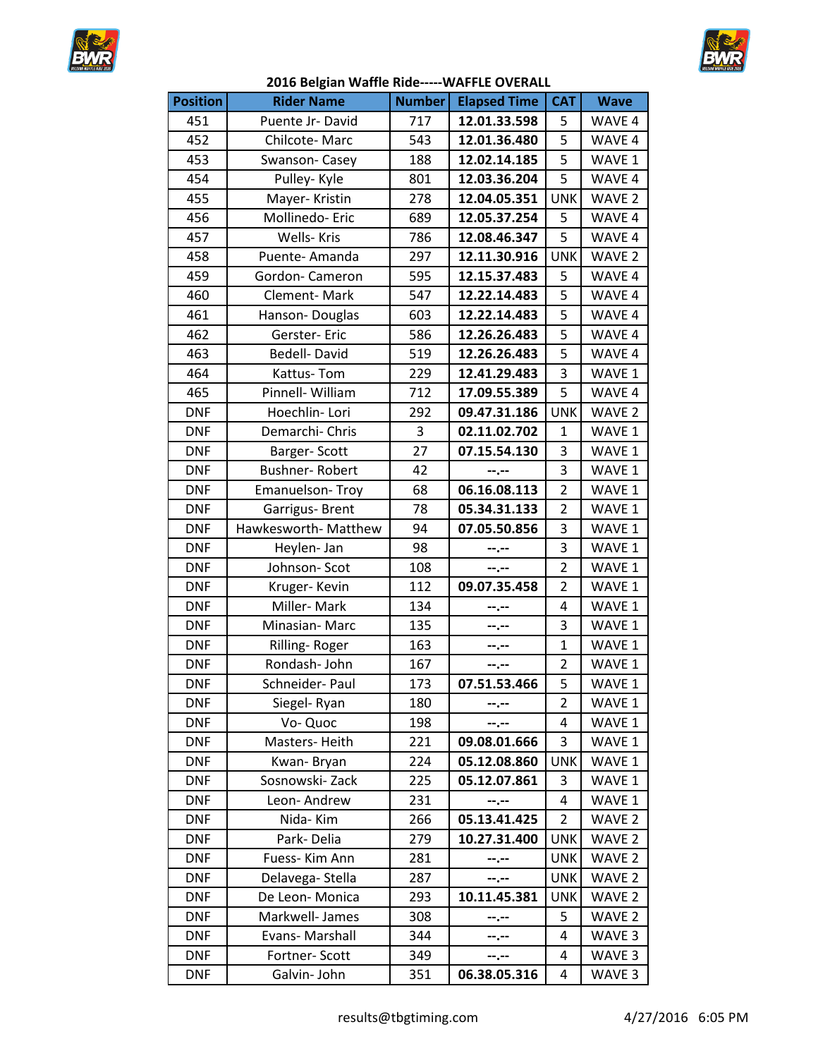**2016 Belgian Waffle Ride-----WAFFLE OVERALL**

| Position | Rider Name | Number | Elapsed Time | CAT | Wave |
|---|---|---|---|---|---|
| 451 | Puente Jr- David | 717 | **12.01.33.598** | 5 | WAVE 4 |
| 452 | Chilcote- Marc | 543 | **12.01.36.480** | 5 | WAVE 4 |
| 453 | Swanson- Casey | 188 | **12.02.14.185** | 5 | WAVE 1 |
| 454 | Pulley- Kyle | 801 | **12.03.36.204** | 5 | WAVE 4 |
| 455 | Mayer- Kristin | 278 | **12.04.05.351** | UNK | WAVE 2 |
| 456 | Mollinedo- Eric | 689 | **12.05.37.254** | 5 | WAVE 4 |
| 457 | Wells- Kris | 786 | **12.08.46.347** | 5 | WAVE 4 |
| 458 | Puente- Amanda | 297 | **12.11.30.916** | UNK | WAVE 2 |
| 459 | Gordon- Cameron | 595 | **12.15.37.483** | 5 | WAVE 4 |
| 460 | Clement- Mark | 547 | **12.22.14.483** | 5 | WAVE 4 |
| 461 | Hanson- Douglas | 603 | **12.22.14.483** | 5 | WAVE 4 |
| 462 | Gerster- Eric | 586 | **12.26.26.483** | 5 | WAVE 4 |
| 463 | Bedell- David | 519 | **12.26.26.483** | 5 | WAVE 4 |
| 464 | Kattus- Tom | 229 | **12.41.29.483** | 3 | WAVE 1 |
| 465 | Pinnell- William | 712 | **17.09.55.389** | 5 | WAVE 4 |
| DNF | Hoechlin- Lori | 292 | **09.47.31.186** | UNK | WAVE 2 |
| DNF | Demarchi- Chris | 3 | **02.11.02.702** | 1 | WAVE 1 |
| DNF | Barger- Scott | 27 | **07.15.54.130** | 3 | WAVE 1 |
| DNF | Bushner- Robert | 42 | **--.--** | 3 | WAVE 1 |
| DNF | Emanuelson- Troy | 68 | **06.16.08.113** | 2 | WAVE 1 |
| DNF | Garrigus- Brent | 78 | **05.34.31.133** | 2 | WAVE 1 |
| DNF | Hawkesworth- Matthew | 94 | **07.05.50.856** | 3 | WAVE 1 |
| DNF | Heylen- Jan | 98 | **--.--** | 3 | WAVE 1 |
| DNF | Johnson- Scot | 108 | **--.--** | 2 | WAVE 1 |
| DNF | Kruger- Kevin | 112 | **09.07.35.458** | 2 | WAVE 1 |
| DNF | Miller- Mark | 134 | **--.--** | 4 | WAVE 1 |
| DNF | Minasian- Marc | 135 | **--.--** | 3 | WAVE 1 |
| DNF | Rilling- Roger | 163 | **--.--** | 1 | WAVE 1 |
| DNF | Rondash- John | 167 | **--.--** | 2 | WAVE 1 |
| DNF | Schneider- Paul | 173 | **07.51.53.466** | 5 | WAVE 1 |
| DNF | Siegel- Ryan | 180 | **--.--** | 2 | WAVE 1 |
| DNF | Vo- Quoc | 198 | **--.--** | 4 | WAVE 1 |
| DNF | Masters- Heith | 221 | **09.08.01.666** | 3 | WAVE 1 |
| DNF | Kwan- Bryan | 224 | **05.12.08.860** | UNK | WAVE 1 |
| DNF | Sosnowski- Zack | 225 | **05.12.07.861** | 3 | WAVE 1 |
| DNF | Leon- Andrew | 231 | **--.--** | 4 | WAVE 1 |
| DNF | Nida- Kim | 266 | **05.13.41.425** | 2 | WAVE 2 |
| DNF | Park- Delia | 279 | **10.27.31.400** | UNK | WAVE 2 |
| DNF | Fuess- Kim Ann | 281 | **--.--** | UNK | WAVE 2 |
| DNF | Delavega- Stella | 287 | **--.--** | UNK | WAVE 2 |
| DNF | De Leon- Monica | 293 | **10.11.45.381** | UNK | WAVE 2 |
| DNF | Markwell- James | 308 | **--.--** | 5 | WAVE 2 |
| DNF | Evans- Marshall | 344 | **--.--** | 4 | WAVE 3 |
| DNF | Fortner- Scott | 349 | **--.--** | 4 | WAVE 3 |
| DNF | Galvin- John | 351 | **06.38.05.316** | 4 | WAVE 3 |

results@tbgtiming.com 4/27/2016 6:05 PM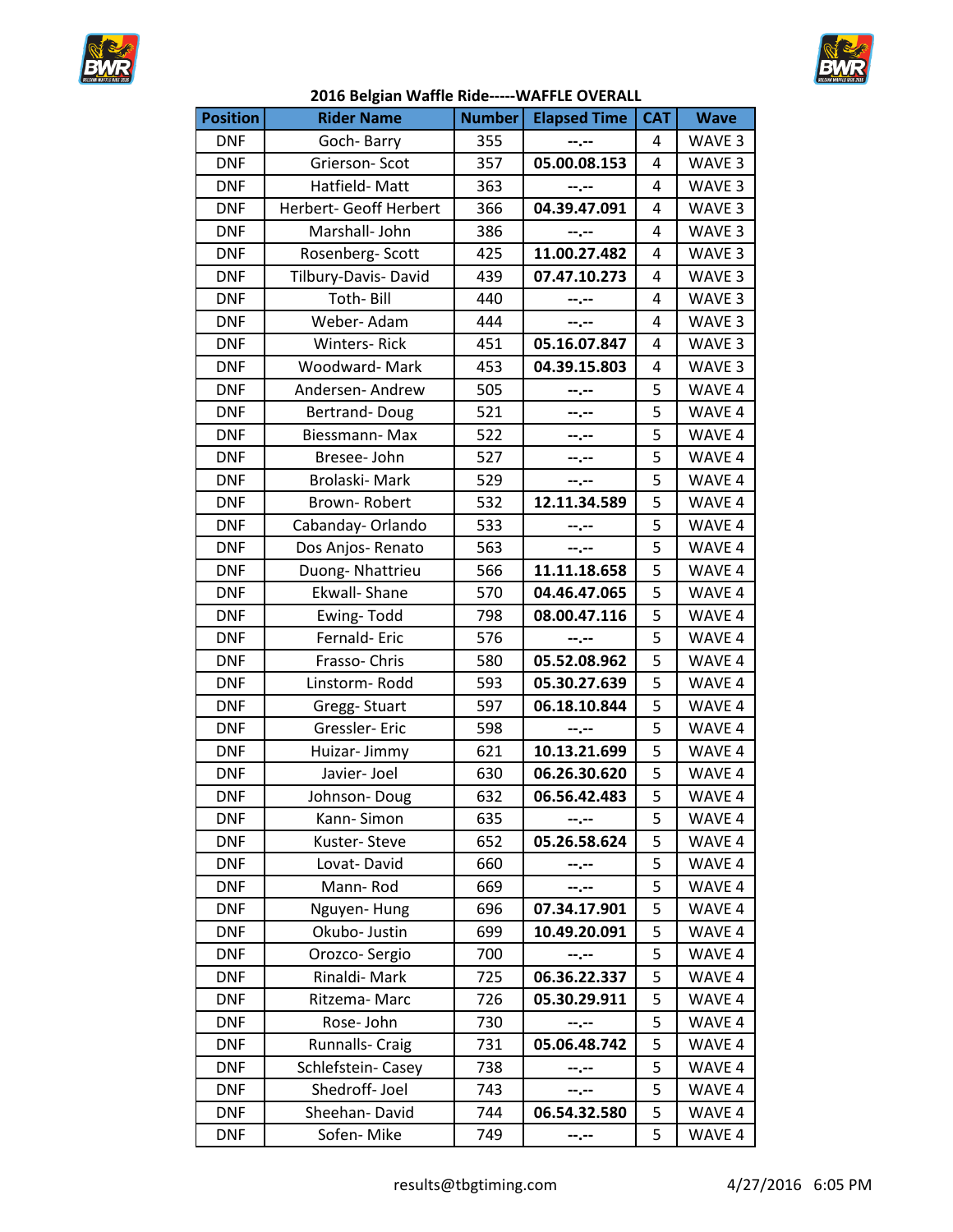## 2016 Belgian Waffle Ride-----WAFFLE OVERALL

| Position | Rider Name | Number | Elapsed Time | CAT | Wave |
|---|---|---|---|---|---|
| DNF | Goch- Barry | 355 | --.-- | 4 | WAVE 3 |
| DNF | Grierson- Scot | 357 | **05.00.08.153** | 4 | WAVE 3 |
| DNF | Hatfield- Matt | 363 | --.-- | 4 | WAVE 3 |
| DNF | Herbert- Geoff Herbert | 366 | **04.39.47.091** | 4 | WAVE 3 |
| DNF | Marshall- John | 386 | --.-- | 4 | WAVE 3 |
| DNF | Rosenberg- Scott | 425 | **11.00.27.482** | 4 | WAVE 3 |
| DNF | Tilbury-Davis- David | 439 | **07.47.10.273** | 4 | WAVE 3 |
| DNF | Toth- Bill | 440 | --.-- | 4 | WAVE 3 |
| DNF | Weber- Adam | 444 | --.-- | 4 | WAVE 3 |
| DNF | Winters- Rick | 451 | **05.16.07.847** | 4 | WAVE 3 |
| DNF | Woodward- Mark | 453 | **04.39.15.803** | 4 | WAVE 3 |
| DNF | Andersen- Andrew | 505 | --.-- | 5 | WAVE 4 |
| DNF | Bertrand- Doug | 521 | --.-- | 5 | WAVE 4 |
| DNF | Biessmann- Max | 522 | --.-- | 5 | WAVE 4 |
| DNF | Bresee- John | 527 | --.-- | 5 | WAVE 4 |
| DNF | Brolaski- Mark | 529 | --.-- | 5 | WAVE 4 |
| DNF | Brown- Robert | 532 | **12.11.34.589** | 5 | WAVE 4 |
| DNF | Cabanday- Orlando | 533 | --.-- | 5 | WAVE 4 |
| DNF | Dos Anjos- Renato | 563 | --.-- | 5 | WAVE 4 |
| DNF | Duong- Nhattrieu | 566 | **11.11.18.658** | 5 | WAVE 4 |
| DNF | Ekwall- Shane | 570 | **04.46.47.065** | 5 | WAVE 4 |
| DNF | Ewing- Todd | 798 | **08.00.47.116** | 5 | WAVE 4 |
| DNF | Fernald- Eric | 576 | --.-- | 5 | WAVE 4 |
| DNF | Frasso- Chris | 580 | **05.52.08.962** | 5 | WAVE 4 |
| DNF | Linstorm- Rodd | 593 | **05.30.27.639** | 5 | WAVE 4 |
| DNF | Gregg- Stuart | 597 | **06.18.10.844** | 5 | WAVE 4 |
| DNF | Gressler- Eric | 598 | --.-- | 5 | WAVE 4 |
| DNF | Huizar- Jimmy | 621 | **10.13.21.699** | 5 | WAVE 4 |
| DNF | Javier- Joel | 630 | **06.26.30.620** | 5 | WAVE 4 |
| DNF | Johnson- Doug | 632 | **06.56.42.483** | 5 | WAVE 4 |
| DNF | Kann- Simon | 635 | --.-- | 5 | WAVE 4 |
| DNF | Kuster- Steve | 652 | **05.26.58.624** | 5 | WAVE 4 |
| DNF | Lovat- David | 660 | --.-- | 5 | WAVE 4 |
| DNF | Mann- Rod | 669 | --.-- | 5 | WAVE 4 |
| DNF | Nguyen- Hung | 696 | **07.34.17.901** | 5 | WAVE 4 |
| DNF | Okubo- Justin | 699 | **10.49.20.091** | 5 | WAVE 4 |
| DNF | Orozco- Sergio | 700 | --.-- | 5 | WAVE 4 |
| DNF | Rinaldi- Mark | 725 | **06.36.22.337** | 5 | WAVE 4 |
| DNF | Ritzema- Marc | 726 | **05.30.29.911** | 5 | WAVE 4 |
| DNF | Rose- John | 730 | --.-- | 5 | WAVE 4 |
| DNF | Runnalls- Craig | 731 | **05.06.48.742** | 5 | WAVE 4 |
| DNF | Schlefstein- Casey | 738 | --.-- | 5 | WAVE 4 |
| DNF | Shedroff- Joel | 743 | --.-- | 5 | WAVE 4 |
| DNF | Sheehan- David | 744 | **06.54.32.580** | 5 | WAVE 4 |
| DNF | Sofen- Mike | 749 | --.-- | 5 | WAVE 4 |

results@tbgtiming.com 4/27/2016 6:05 PM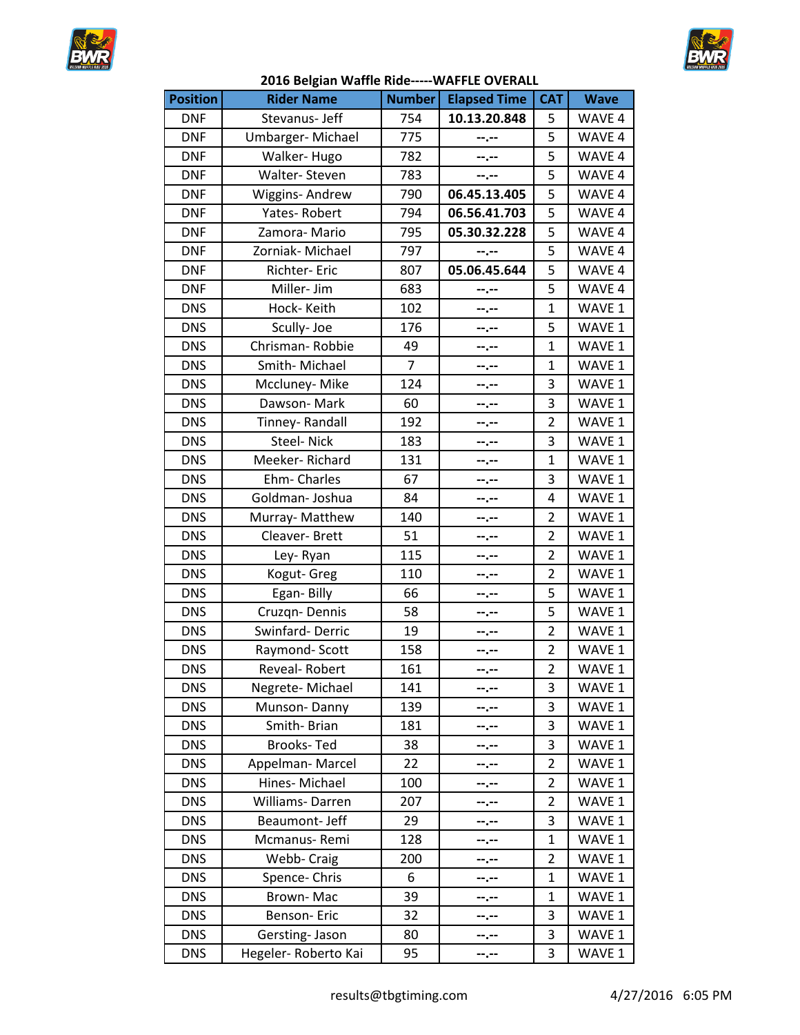## 2016 Belgian Waffle Ride-----WAFFLE OVERALL

| Position | Rider Name | Number | Elapsed Time | CAT | Wave |
|---|---|---|---|---|---|
| DNF | Stevanus- Jeff | 754 | **10.13.20.848** | 5 | WAVE 4 |
| DNF | Umbarger- Michael | 775 | --.-- | 5 | WAVE 4 |
| DNF | Walker- Hugo | 782 | --.-- | 5 | WAVE 4 |
| DNF | Walter- Steven | 783 | --.-- | 5 | WAVE 4 |
| DNF | Wiggins- Andrew | 790 | **06.45.13.405** | 5 | WAVE 4 |
| DNF | Yates- Robert | 794 | **06.56.41.703** | 5 | WAVE 4 |
| DNF | Zamora- Mario | 795 | **05.30.32.228** | 5 | WAVE 4 |
| DNF | Zorniak- Michael | 797 | --.-- | 5 | WAVE 4 |
| DNF | Richter- Eric | 807 | **05.06.45.644** | 5 | WAVE 4 |
| DNF | Miller- Jim | 683 | --.-- | 5 | WAVE 4 |
| DNS | Hock- Keith | 102 | --.-- | 1 | WAVE 1 |
| DNS | Scully- Joe | 176 | --.-- | 5 | WAVE 1 |
| DNS | Chrisman- Robbie | 49 | --.-- | 1 | WAVE 1 |
| DNS | Smith- Michael | 7 | --.-- | 1 | WAVE 1 |
| DNS | Mccluney- Mike | 124 | --.-- | 3 | WAVE 1 |
| DNS | Dawson- Mark | 60 | --.-- | 3 | WAVE 1 |
| DNS | Tinney- Randall | 192 | --.-- | 2 | WAVE 1 |
| DNS | Steel- Nick | 183 | --.-- | 3 | WAVE 1 |
| DNS | Meeker- Richard | 131 | --.-- | 1 | WAVE 1 |
| DNS | Ehm- Charles | 67 | --.-- | 3 | WAVE 1 |
| DNS | Goldman- Joshua | 84 | --.-- | 4 | WAVE 1 |
| DNS | Murray- Matthew | 140 | --.-- | 2 | WAVE 1 |
| DNS | Cleaver- Brett | 51 | --.-- | 2 | WAVE 1 |
| DNS | Ley- Ryan | 115 | --.-- | 2 | WAVE 1 |
| DNS | Kogut- Greg | 110 | --.-- | 2 | WAVE 1 |
| DNS | Egan- Billy | 66 | --.-- | 5 | WAVE 1 |
| DNS | Cruzqn- Dennis | 58 | --.-- | 5 | WAVE 1 |
| DNS | Swinfard- Derric | 19 | --.-- | 2 | WAVE 1 |
| DNS | Raymond- Scott | 158 | --.-- | 2 | WAVE 1 |
| DNS | Reveal- Robert | 161 | --.-- | 2 | WAVE 1 |
| DNS | Negrete- Michael | 141 | --.-- | 3 | WAVE 1 |
| DNS | Munson- Danny | 139 | --.-- | 3 | WAVE 1 |
| DNS | Smith- Brian | 181 | --.-- | 3 | WAVE 1 |
| DNS | Brooks- Ted | 38 | --.-- | 3 | WAVE 1 |
| DNS | Appelman- Marcel | 22 | --.-- | 2 | WAVE 1 |
| DNS | Hines- Michael | 100 | --.-- | 2 | WAVE 1 |
| DNS | Williams- Darren | 207 | --.-- | 2 | WAVE 1 |
| DNS | Beaumont- Jeff | 29 | --.-- | 3 | WAVE 1 |
| DNS | Mcmanus- Remi | 128 | --.-- | 1 | WAVE 1 |
| DNS | Webb- Craig | 200 | --.-- | 2 | WAVE 1 |
| DNS | Spence- Chris | 6 | --.-- | 1 | WAVE 1 |
| DNS | Brown- Mac | 39 | --.-- | 1 | WAVE 1 |
| DNS | Benson- Eric | 32 | --.-- | 3 | WAVE 1 |
| DNS | Gersting- Jason | 80 | --.-- | 3 | WAVE 1 |
| DNS | Hegeler- Roberto Kai | 95 | --.-- | 3 | WAVE 1 |

results@tbgtiming.com 4/27/2016 6:05 PM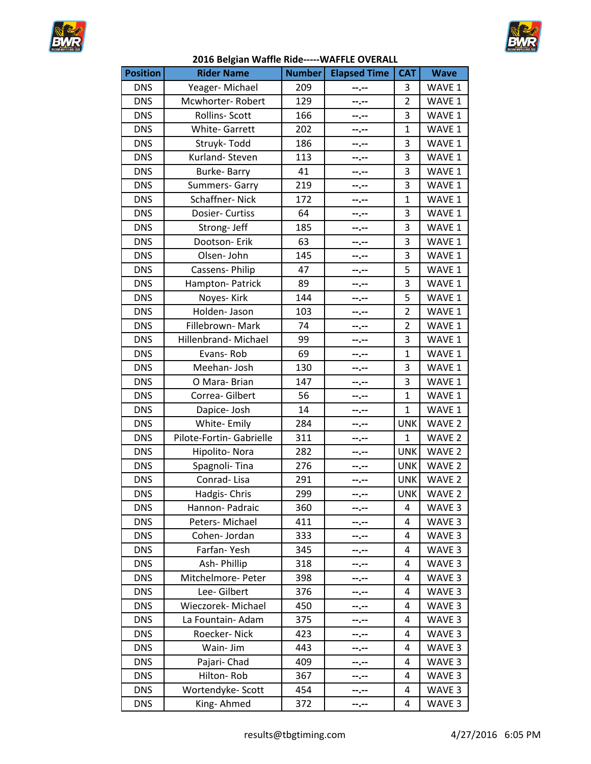## 2016 Belgian Waffle Ride-----WAFFLE OVERALL

| Position | Rider Name | Number | Elapsed Time | CAT | Wave |
|---|---|---|---|---|---|
| DNS | Yeager- Michael | 209 | --.-- | 3 | WAVE 1 |
| DNS | Mcwhorter- Robert | 129 | --.-- | 2 | WAVE 1 |
| DNS | Rollins- Scott | 166 | --.-- | 3 | WAVE 1 |
| DNS | White- Garrett | 202 | --.-- | 1 | WAVE 1 |
| DNS | Struyk- Todd | 186 | --.-- | 3 | WAVE 1 |
| DNS | Kurland- Steven | 113 | --.-- | 3 | WAVE 1 |
| DNS | Burke- Barry | 41 | --.-- | 3 | WAVE 1 |
| DNS | Summers- Garry | 219 | --.-- | 3 | WAVE 1 |
| DNS | Schaffner- Nick | 172 | --.-- | 1 | WAVE 1 |
| DNS | Dosier- Curtiss | 64 | --.-- | 3 | WAVE 1 |
| DNS | Strong- Jeff | 185 | --.-- | 3 | WAVE 1 |
| DNS | Dootson- Erik | 63 | --.-- | 3 | WAVE 1 |
| DNS | Olsen- John | 145 | --.-- | 3 | WAVE 1 |
| DNS | Cassens- Philip | 47 | --.-- | 5 | WAVE 1 |
| DNS | Hampton- Patrick | 89 | --.-- | 3 | WAVE 1 |
| DNS | Noyes- Kirk | 144 | --.-- | 5 | WAVE 1 |
| DNS | Holden- Jason | 103 | --.-- | 2 | WAVE 1 |
| DNS | Fillebrown- Mark | 74 | --.-- | 2 | WAVE 1 |
| DNS | Hillenbrand- Michael | 99 | --.-- | 3 | WAVE 1 |
| DNS | Evans- Rob | 69 | --.-- | 1 | WAVE 1 |
| DNS | Meehan- Josh | 130 | --.-- | 3 | WAVE 1 |
| DNS | O Mara- Brian | 147 | --.-- | 3 | WAVE 1 |
| DNS | Correa- Gilbert | 56 | --.-- | 1 | WAVE 1 |
| DNS | Dapice- Josh | 14 | --.-- | 1 | WAVE 1 |
| DNS | White- Emily | 284 | --.-- | UNK | WAVE 2 |
| DNS | Pilote-Fortin- Gabrielle | 311 | --.-- | 1 | WAVE 2 |
| DNS | Hipolito- Nora | 282 | --.-- | UNK | WAVE 2 |
| DNS | Spagnoli- Tina | 276 | --.-- | UNK | WAVE 2 |
| DNS | Conrad- Lisa | 291 | --.-- | UNK | WAVE 2 |
| DNS | Hadgis- Chris | 299 | --.-- | UNK | WAVE 2 |
| DNS | Hannon- Padraic | 360 | --.-- | 4 | WAVE 3 |
| DNS | Peters- Michael | 411 | --.-- | 4 | WAVE 3 |
| DNS | Cohen- Jordan | 333 | --.-- | 4 | WAVE 3 |
| DNS | Farfan- Yesh | 345 | --.-- | 4 | WAVE 3 |
| DNS | Ash- Phillip | 318 | --.-- | 4 | WAVE 3 |
| DNS | Mitchelmore- Peter | 398 | --.-- | 4 | WAVE 3 |
| DNS | Lee- Gilbert | 376 | --.-- | 4 | WAVE 3 |
| DNS | Wieczorek- Michael | 450 | --.-- | 4 | WAVE 3 |
| DNS | La Fountain- Adam | 375 | --.-- | 4 | WAVE 3 |
| DNS | Roecker- Nick | 423 | --.-- | 4 | WAVE 3 |
| DNS | Wain- Jim | 443 | --.-- | 4 | WAVE 3 |
| DNS | Pajari- Chad | 409 | --.-- | 4 | WAVE 3 |
| DNS | Hilton- Rob | 367 | --.-- | 4 | WAVE 3 |
| DNS | Wortendyke- Scott | 454 | --.-- | 4 | WAVE 3 |
| DNS | King- Ahmed | 372 | --.-- | 4 | WAVE 3 |

results@tbgtiming.com 4/27/2016 6:05 PM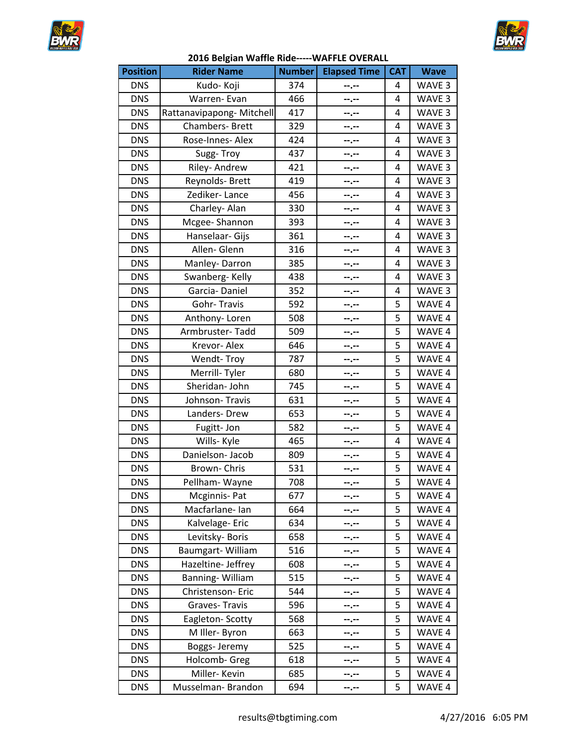## 2016 Belgian Waffle Ride-----WAFFLE OVERALL

| Position | Rider Name | Number | Elapsed Time | CAT | Wave |
|---|---|---|---|---|---|
| DNS | Kudo- Koji | 374 | --.-- | 4 | WAVE 3 |
| DNS | Warren- Evan | 466 | --.-- | 4 | WAVE 3 |
| DNS | Rattanavipapong- Mitchell | 417 | --.-- | 4 | WAVE 3 |
| DNS | Chambers- Brett | 329 | --.-- | 4 | WAVE 3 |
| DNS | Rose-Innes- Alex | 424 | --.-- | 4 | WAVE 3 |
| DNS | Sugg- Troy | 437 | --.-- | 4 | WAVE 3 |
| DNS | Riley- Andrew | 421 | --.-- | 4 | WAVE 3 |
| DNS | Reynolds- Brett | 419 | --.-- | 4 | WAVE 3 |
| DNS | Zediker- Lance | 456 | --.-- | 4 | WAVE 3 |
| DNS | Charley- Alan | 330 | --.-- | 4 | WAVE 3 |
| DNS | Mcgee- Shannon | 393 | --.-- | 4 | WAVE 3 |
| DNS | Hanselaar- Gijs | 361 | --.-- | 4 | WAVE 3 |
| DNS | Allen- Glenn | 316 | --.-- | 4 | WAVE 3 |
| DNS | Manley- Darron | 385 | --.-- | 4 | WAVE 3 |
| DNS | Swanberg- Kelly | 438 | --.-- | 4 | WAVE 3 |
| DNS | Garcia- Daniel | 352 | --.-- | 4 | WAVE 3 |
| DNS | Gohr- Travis | 592 | --.-- | 5 | WAVE 4 |
| DNS | Anthony- Loren | 508 | --.-- | 5 | WAVE 4 |
| DNS | Armbruster- Tadd | 509 | --.-- | 5 | WAVE 4 |
| DNS | Krevor- Alex | 646 | --.-- | 5 | WAVE 4 |
| DNS | Wendt- Troy | 787 | --.-- | 5 | WAVE 4 |
| DNS | Merrill- Tyler | 680 | --.-- | 5 | WAVE 4 |
| DNS | Sheridan- John | 745 | --.-- | 5 | WAVE 4 |
| DNS | Johnson- Travis | 631 | --.-- | 5 | WAVE 4 |
| DNS | Landers- Drew | 653 | --.-- | 5 | WAVE 4 |
| DNS | Fugitt- Jon | 582 | --.-- | 5 | WAVE 4 |
| DNS | Wills- Kyle | 465 | --.-- | 4 | WAVE 4 |
| DNS | Danielson- Jacob | 809 | --.-- | 5 | WAVE 4 |
| DNS | Brown- Chris | 531 | --.-- | 5 | WAVE 4 |
| DNS | Pellham- Wayne | 708 | --.-- | 5 | WAVE 4 |
| DNS | Mcginnis- Pat | 677 | --.-- | 5 | WAVE 4 |
| DNS | Macfarlane- Ian | 664 | --.-- | 5 | WAVE 4 |
| DNS | Kalvelage- Eric | 634 | --.-- | 5 | WAVE 4 |
| DNS | Levitsky- Boris | 658 | --.-- | 5 | WAVE 4 |
| DNS | Baumgart- William | 516 | --.-- | 5 | WAVE 4 |
| DNS | Hazeltine- Jeffrey | 608 | --.-- | 5 | WAVE 4 |
| DNS | Banning- William | 515 | --.-- | 5 | WAVE 4 |
| DNS | Christenson- Eric | 544 | --.-- | 5 | WAVE 4 |
| DNS | Graves- Travis | 596 | --.-- | 5 | WAVE 4 |
| DNS | Eagleton- Scotty | 568 | --.-- | 5 | WAVE 4 |
| DNS | M Iller- Byron | 663 | --.-- | 5 | WAVE 4 |
| DNS | Boggs- Jeremy | 525 | --.-- | 5 | WAVE 4 |
| DNS | Holcomb- Greg | 618 | --.-- | 5 | WAVE 4 |
| DNS | Miller- Kevin | 685 | --.-- | 5 | WAVE 4 |
| DNS | Musselman- Brandon | 694 | --.-- | 5 | WAVE 4 |

results@tbgtiming.com 4/27/2016 6:05 PM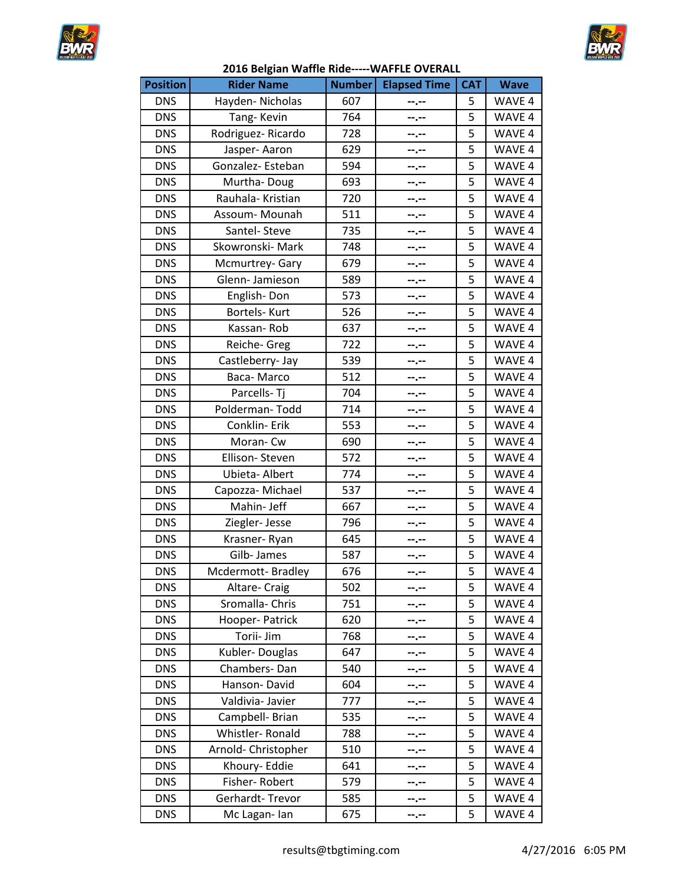## 2016 Belgian Waffle Ride-----WAFFLE OVERALL

| Position | Rider Name | Number | Elapsed Time | CAT | Wave |
|---|---|---|---|---|---|
| DNS | Hayden- Nicholas | 607 | --.-- | 5 | WAVE 4 |
| DNS | Tang- Kevin | 764 | --.-- | 5 | WAVE 4 |
| DNS | Rodriguez- Ricardo | 728 | --.-- | 5 | WAVE 4 |
| DNS | Jasper- Aaron | 629 | --.-- | 5 | WAVE 4 |
| DNS | Gonzalez- Esteban | 594 | --.-- | 5 | WAVE 4 |
| DNS | Murtha- Doug | 693 | --.-- | 5 | WAVE 4 |
| DNS | Rauhala- Kristian | 720 | --.-- | 5 | WAVE 4 |
| DNS | Assoum- Mounah | 511 | --.-- | 5 | WAVE 4 |
| DNS | Santel- Steve | 735 | --.-- | 5 | WAVE 4 |
| DNS | Skowronski- Mark | 748 | --.-- | 5 | WAVE 4 |
| DNS | Mcmurtrey- Gary | 679 | --.-- | 5 | WAVE 4 |
| DNS | Glenn- Jamieson | 589 | --.-- | 5 | WAVE 4 |
| DNS | English- Don | 573 | --.-- | 5 | WAVE 4 |
| DNS | Bortels- Kurt | 526 | --.-- | 5 | WAVE 4 |
| DNS | Kassan- Rob | 637 | --.-- | 5 | WAVE 4 |
| DNS | Reiche- Greg | 722 | --.-- | 5 | WAVE 4 |
| DNS | Castleberry- Jay | 539 | --.-- | 5 | WAVE 4 |
| DNS | Baca- Marco | 512 | --.-- | 5 | WAVE 4 |
| DNS | Parcells- Tj | 704 | --.-- | 5 | WAVE 4 |
| DNS | Polderman- Todd | 714 | --.-- | 5 | WAVE 4 |
| DNS | Conklin- Erik | 553 | --.-- | 5 | WAVE 4 |
| DNS | Moran- Cw | 690 | --.-- | 5 | WAVE 4 |
| DNS | Ellison- Steven | 572 | --.-- | 5 | WAVE 4 |
| DNS | Ubieta- Albert | 774 | --.-- | 5 | WAVE 4 |
| DNS | Capozza- Michael | 537 | --.-- | 5 | WAVE 4 |
| DNS | Mahin- Jeff | 667 | --.-- | 5 | WAVE 4 |
| DNS | Ziegler- Jesse | 796 | --.-- | 5 | WAVE 4 |
| DNS | Krasner- Ryan | 645 | --.-- | 5 | WAVE 4 |
| DNS | Gilb- James | 587 | --.-- | 5 | WAVE 4 |
| DNS | Mcdermott- Bradley | 676 | --.-- | 5 | WAVE 4 |
| DNS | Altare- Craig | 502 | --.-- | 5 | WAVE 4 |
| DNS | Sromalla- Chris | 751 | --.-- | 5 | WAVE 4 |
| DNS | Hooper- Patrick | 620 | --.-- | 5 | WAVE 4 |
| DNS | Torii- Jim | 768 | --.-- | 5 | WAVE 4 |
| DNS | Kubler- Douglas | 647 | --.-- | 5 | WAVE 4 |
| DNS | Chambers- Dan | 540 | --.-- | 5 | WAVE 4 |
| DNS | Hanson- David | 604 | --.-- | 5 | WAVE 4 |
| DNS | Valdivia- Javier | 777 | --.-- | 5 | WAVE 4 |
| DNS | Campbell- Brian | 535 | --.-- | 5 | WAVE 4 |
| DNS | Whistler- Ronald | 788 | --.-- | 5 | WAVE 4 |
| DNS | Arnold- Christopher | 510 | --.-- | 5 | WAVE 4 |
| DNS | Khoury- Eddie | 641 | --.-- | 5 | WAVE 4 |
| DNS | Fisher- Robert | 579 | --.-- | 5 | WAVE 4 |
| DNS | Gerhardt- Trevor | 585 | --.-- | 5 | WAVE 4 |
| DNS | Mc Lagan- Ian | 675 | --.-- | 5 | WAVE 4 |

results@tbgtiming.com 4/27/2016 6:05 PM